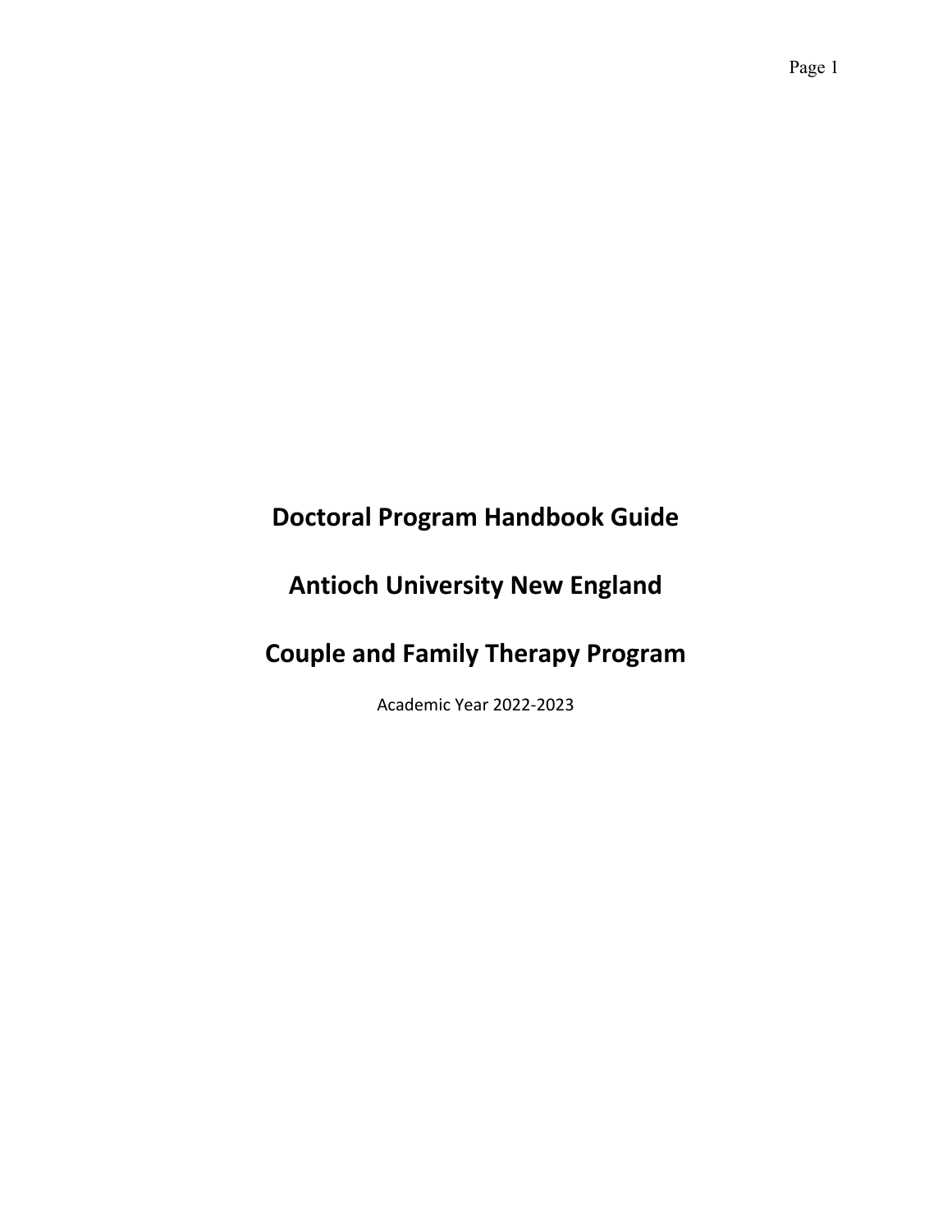# Doctoral Program Handbook Guide

# Antioch University New England

# Couple and Family Therapy Program

Academic Year 2022-2023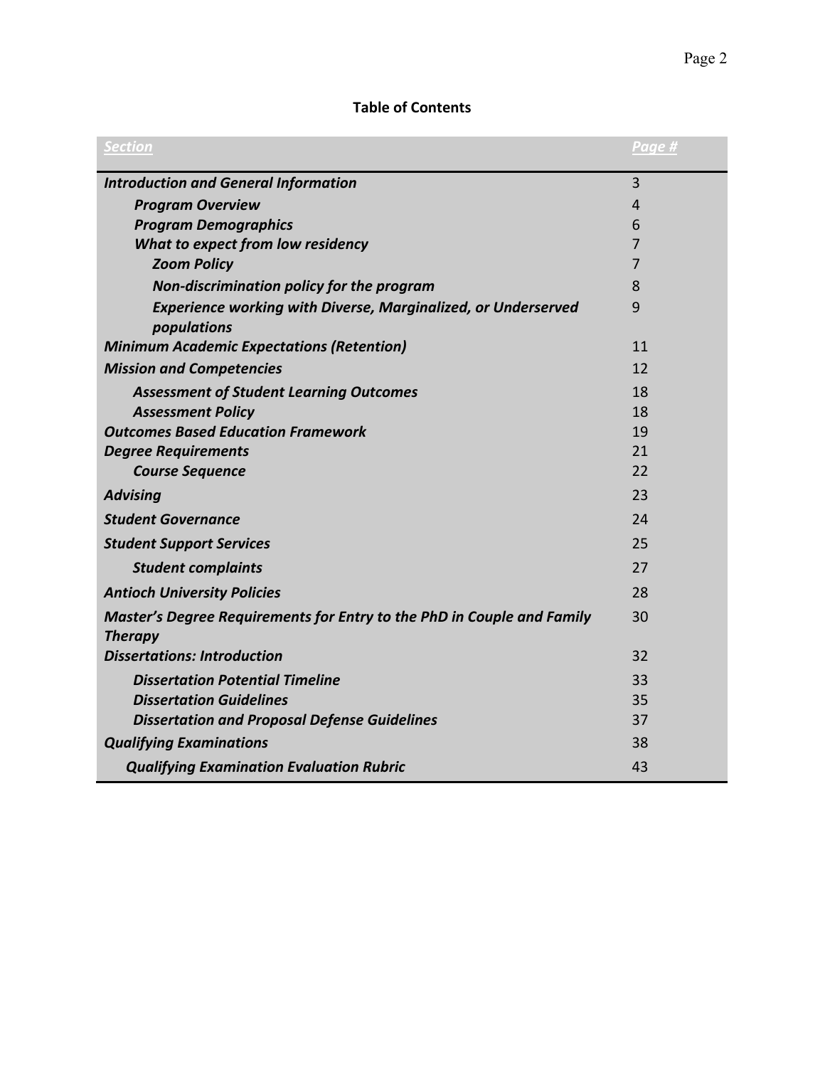**Table of Contents**

| *Section* | *Page #* |
|---|---|
| ***Introduction and General Information*** | 3 |
| ***Program Overview*** | 4 |
| ***Program Demographics*** | 6 |
| ***What to expect from low residency*** | 7 |
| ***Zoom Policy*** | 7 |
| ***Non-discrimination policy for the program*** | 8 |
| ***Experience working with Diverse, Marginalized, or Underserved populations*** | 9 |
| ***Minimum Academic Expectations (Retention)*** | 11 |
| ***Mission and Competencies*** | 12 |
| ***Assessment of Student Learning Outcomes*** | 18 |
| ***Assessment Policy*** | 18 |
| ***Outcomes Based Education Framework*** | 19 |
| ***Degree Requirements*** | 21 |
| ***Course Sequence*** | 22 |
| ***Advising*** | 23 |
| ***Student Governance*** | 24 |
| ***Student Support Services*** | 25 |
| ***Student complaints*** | 27 |
| ***Antioch University Policies*** | 28 |
| ***Master's Degree Requirements for Entry to the PhD in Couple and Family Therapy*** | 30 |
| ***Dissertations: Introduction*** | 32 |
| ***Dissertation Potential Timeline*** | 33 |
| ***Dissertation Guidelines*** | 35 |
| ***Dissertation and Proposal Defense Guidelines*** | 37 |
| ***Qualifying Examinations*** | 38 |
| ***Qualifying Examination Evaluation Rubric*** | 43 |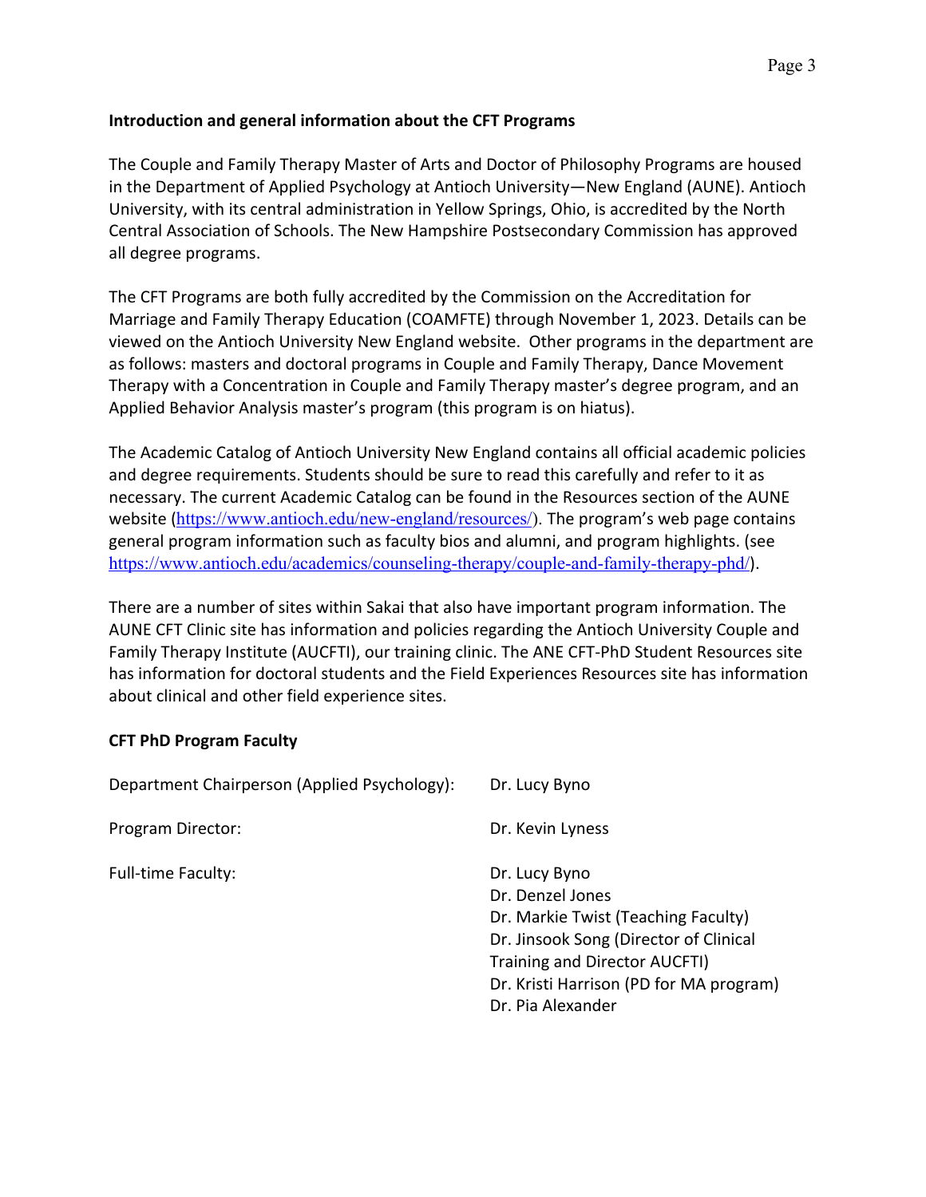**Introduction and general information about the CFT Programs**

The Couple and Family Therapy Master of Arts and Doctor of Philosophy Programs are housed in the Department of Applied Psychology at Antioch University—New England (AUNE). Antioch University, with its central administration in Yellow Springs, Ohio, is accredited by the North Central Association of Schools. The New Hampshire Postsecondary Commission has approved all degree programs.

The CFT Programs are both fully accredited by the Commission on the Accreditation for Marriage and Family Therapy Education (COAMFTE) through November 1, 2023. Details can be viewed on the Antioch University New England website. Other programs in the department are as follows: masters and doctoral programs in Couple and Family Therapy, Dance Movement Therapy with a Concentration in Couple and Family Therapy master's degree program, and an Applied Behavior Analysis master's program (this program is on hiatus).

The Academic Catalog of Antioch University New England contains all official academic policies and degree requirements. Students should be sure to read this carefully and refer to it as necessary. The current Academic Catalog can be found in the Resources section of the AUNE website (https://www.antioch.edu/new-england/resources/). The program's web page contains general program information such as faculty bios and alumni, and program highlights. (see https://www.antioch.edu/academics/counseling-therapy/couple-and-family-therapy-phd/).

There are a number of sites within Sakai that also have important program information. The AUNE CFT Clinic site has information and policies regarding the Antioch University Couple and Family Therapy Institute (AUCFTI), our training clinic. The ANE CFT-PhD Student Resources site has information for doctoral students and the Field Experiences Resources site has information about clinical and other field experience sites.

**CFT PhD Program Faculty**

Department Chairperson (Applied Psychology): Dr. Lucy Byno

Program Director: Dr. Kevin Lyness

Full-time Faculty:
- Dr. Lucy Byno
- Dr. Denzel Jones
- Dr. Markie Twist (Teaching Faculty)
- Dr. Jinsook Song (Director of Clinical Training and Director AUCFTI)
- Dr. Kristi Harrison (PD for MA program)
- Dr. Pia Alexander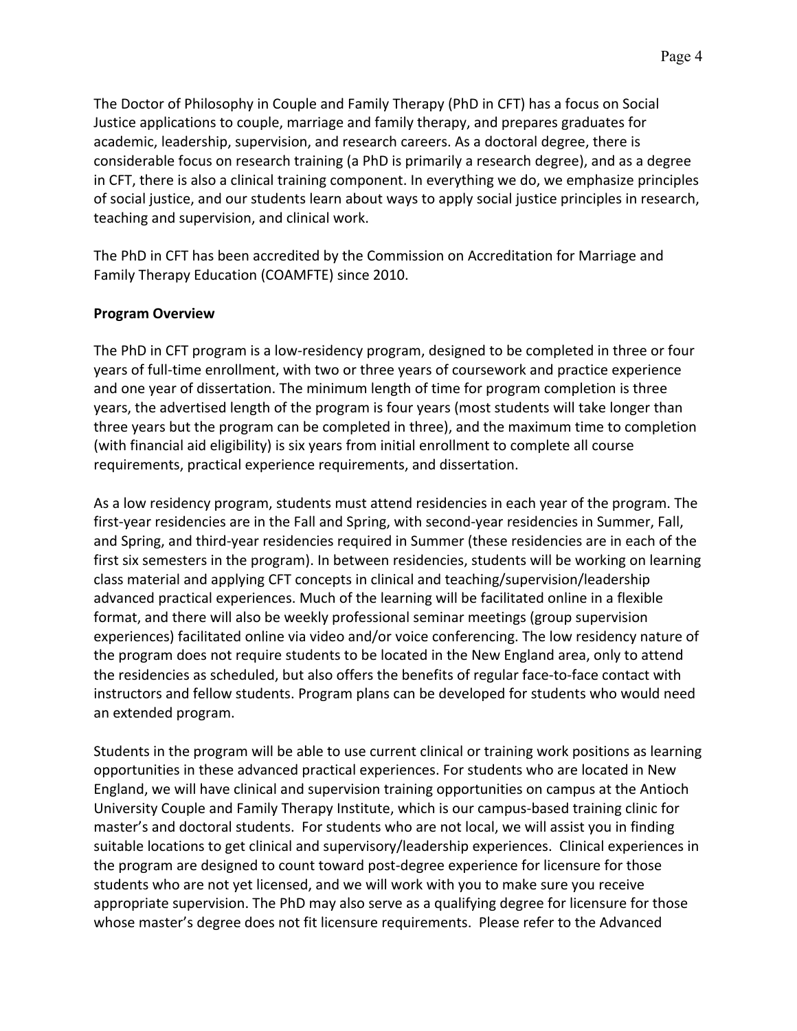The Doctor of Philosophy in Couple and Family Therapy (PhD in CFT) has a focus on Social Justice applications to couple, marriage and family therapy, and prepares graduates for academic, leadership, supervision, and research careers. As a doctoral degree, there is considerable focus on research training (a PhD is primarily a research degree), and as a degree in CFT, there is also a clinical training component. In everything we do, we emphasize principles of social justice, and our students learn about ways to apply social justice principles in research, teaching and supervision, and clinical work.

The PhD in CFT has been accredited by the Commission on Accreditation for Marriage and Family Therapy Education (COAMFTE) since 2010.

**Program Overview**

The PhD in CFT program is a low-residency program, designed to be completed in three or four years of full-time enrollment, with two or three years of coursework and practice experience and one year of dissertation. The minimum length of time for program completion is three years, the advertised length of the program is four years (most students will take longer than three years but the program can be completed in three), and the maximum time to completion (with financial aid eligibility) is six years from initial enrollment to complete all course requirements, practical experience requirements, and dissertation.

As a low residency program, students must attend residencies in each year of the program. The first-year residencies are in the Fall and Spring, with second-year residencies in Summer, Fall, and Spring, and third-year residencies required in Summer (these residencies are in each of the first six semesters in the program). In between residencies, students will be working on learning class material and applying CFT concepts in clinical and teaching/supervision/leadership advanced practical experiences. Much of the learning will be facilitated online in a flexible format, and there will also be weekly professional seminar meetings (group supervision experiences) facilitated online via video and/or voice conferencing. The low residency nature of the program does not require students to be located in the New England area, only to attend the residencies as scheduled, but also offers the benefits of regular face-to-face contact with instructors and fellow students. Program plans can be developed for students who would need an extended program.

Students in the program will be able to use current clinical or training work positions as learning opportunities in these advanced practical experiences. For students who are located in New England, we will have clinical and supervision training opportunities on campus at the Antioch University Couple and Family Therapy Institute, which is our campus-based training clinic for master's and doctoral students. For students who are not local, we will assist you in finding suitable locations to get clinical and supervisory/leadership experiences. Clinical experiences in the program are designed to count toward post-degree experience for licensure for those students who are not yet licensed, and we will work with you to make sure you receive appropriate supervision. The PhD may also serve as a qualifying degree for licensure for those whose master's degree does not fit licensure requirements. Please refer to the Advanced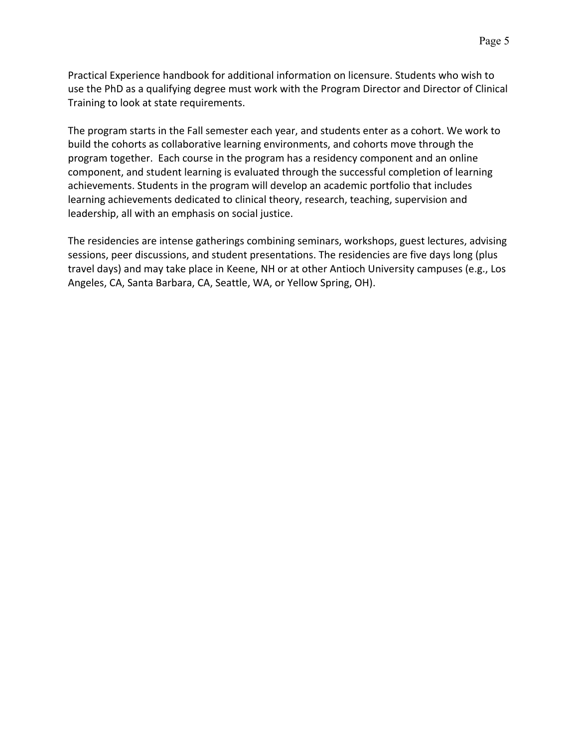Practical Experience handbook for additional information on licensure. Students who wish to use the PhD as a qualifying degree must work with the Program Director and Director of Clinical Training to look at state requirements.

The program starts in the Fall semester each year, and students enter as a cohort. We work to build the cohorts as collaborative learning environments, and cohorts move through the program together. Each course in the program has a residency component and an online component, and student learning is evaluated through the successful completion of learning achievements. Students in the program will develop an academic portfolio that includes learning achievements dedicated to clinical theory, research, teaching, supervision and leadership, all with an emphasis on social justice.

The residencies are intense gatherings combining seminars, workshops, guest lectures, advising sessions, peer discussions, and student presentations. The residencies are five days long (plus travel days) and may take place in Keene, NH or at other Antioch University campuses (e.g., Los Angeles, CA, Santa Barbara, CA, Seattle, WA, or Yellow Spring, OH).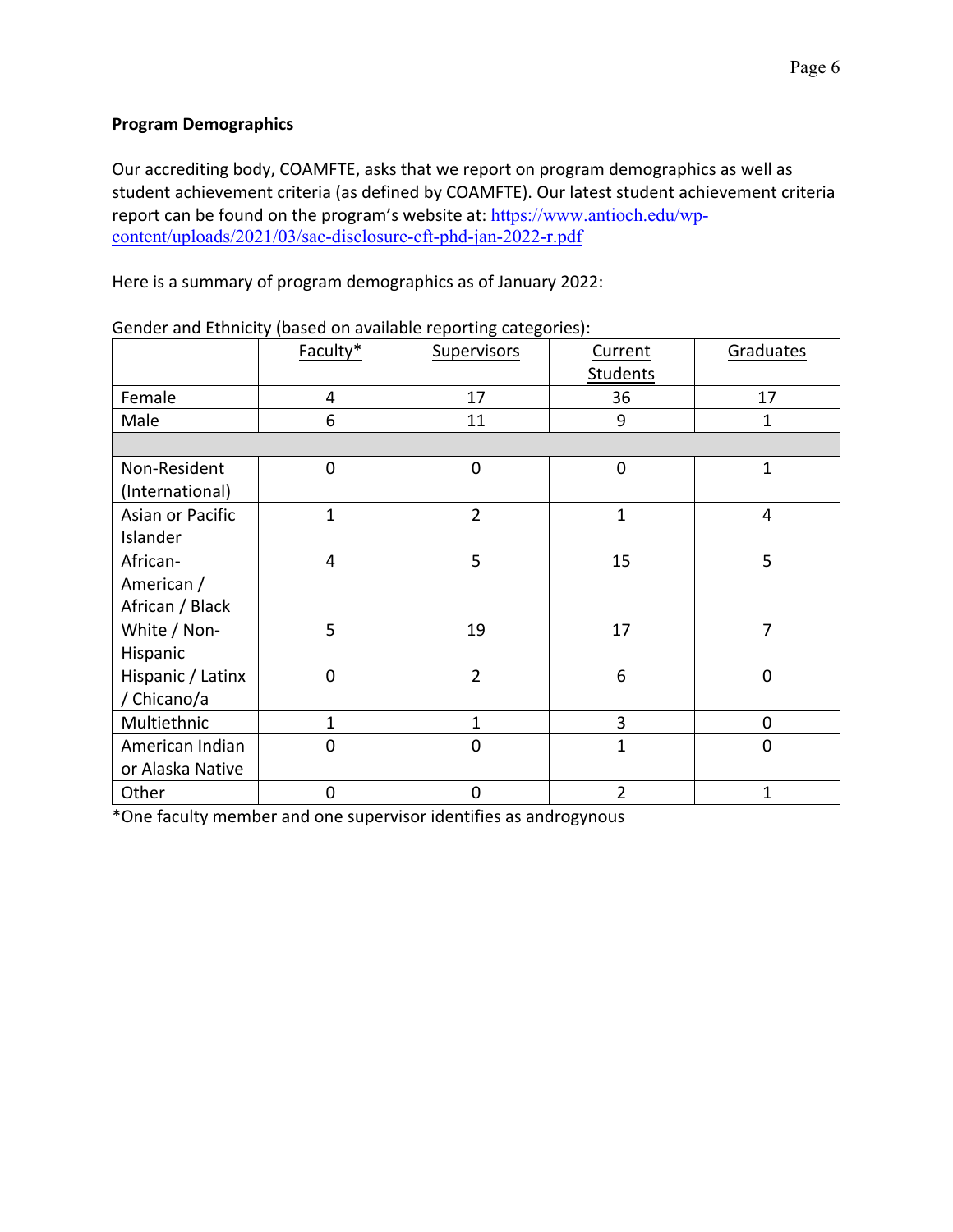**Program Demographics**

Our accrediting body, COAMFTE, asks that we report on program demographics as well as student achievement criteria (as defined by COAMFTE). Our latest student achievement criteria report can be found on the program's website at: https://www.antioch.edu/wp-content/uploads/2021/03/sac-disclosure-cft-phd-jan-2022-r.pdf

Here is a summary of program demographics as of January 2022:

Gender and Ethnicity (based on available reporting categories):

| | Faculty* | Supervisors | Current Students | Graduates |
|---|---|---|---|---|
| Female | 4 | 17 | 36 | 17 |
| Male | 6 | 11 | 9 | 1 |
| | | | | |
| Non-Resident (International) | 0 | 0 | 0 | 1 |
| Asian or Pacific Islander | 1 | 2 | 1 | 4 |
| African-American / African / Black | 4 | 5 | 15 | 5 |
| White / Non-Hispanic | 5 | 19 | 17 | 7 |
| Hispanic / Latinx / Chicano/a | 0 | 2 | 6 | 0 |
| Multiethnic | 1 | 1 | 3 | 0 |
| American Indian or Alaska Native | 0 | 0 | 1 | 0 |
| Other | 0 | 0 | 2 | 1 |

*One faculty member and one supervisor identifies as androgynous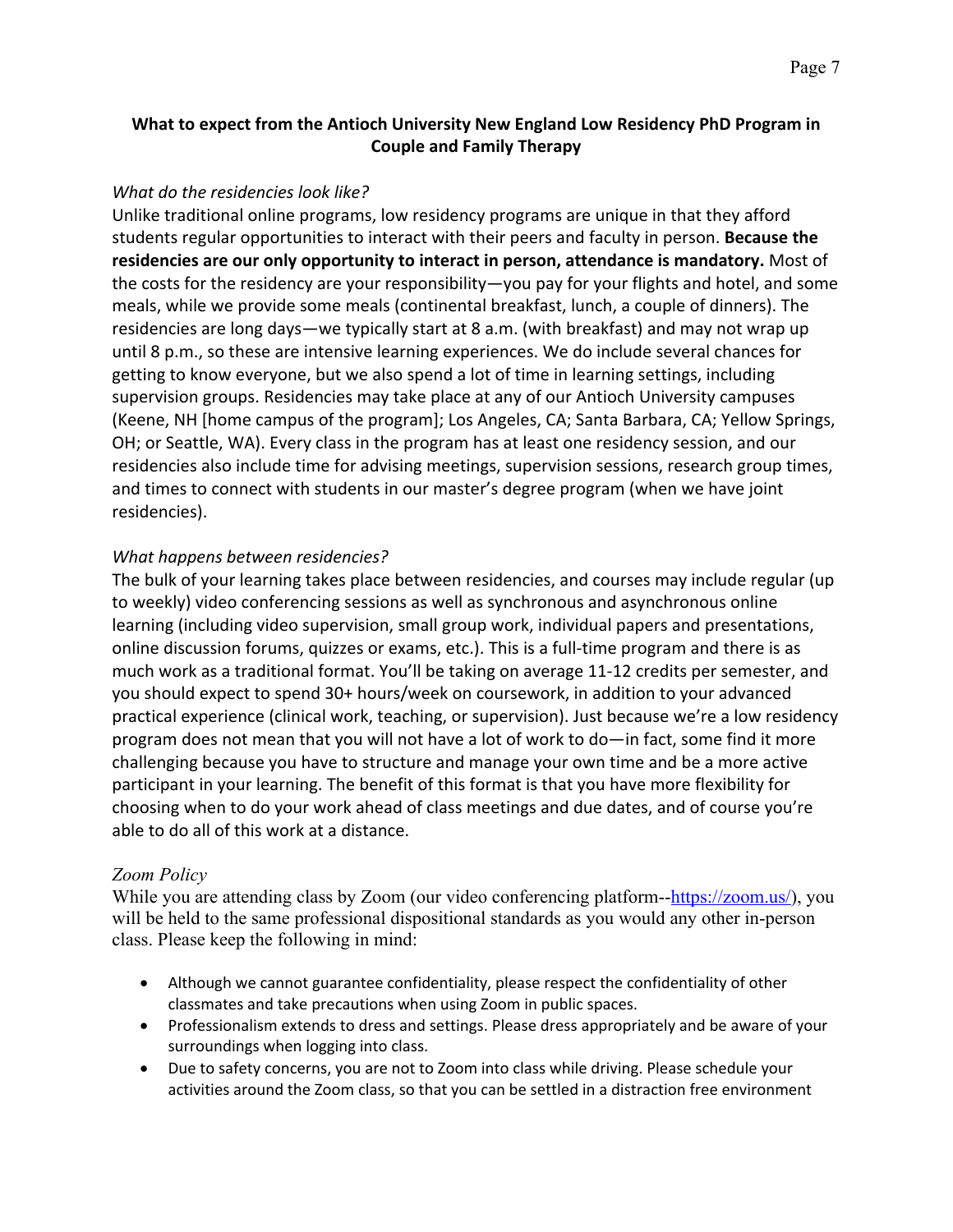## What to expect from the Antioch University New England Low Residency PhD Program in Couple and Family Therapy

*What do the residencies look like?*

Unlike traditional online programs, low residency programs are unique in that they afford students regular opportunities to interact with their peers and faculty in person. **Because the residencies are our only opportunity to interact in person, attendance is mandatory.** Most of the costs for the residency are your responsibility—you pay for your flights and hotel, and some meals, while we provide some meals (continental breakfast, lunch, a couple of dinners). The residencies are long days—we typically start at 8 a.m. (with breakfast) and may not wrap up until 8 p.m., so these are intensive learning experiences. We do include several chances for getting to know everyone, but we also spend a lot of time in learning settings, including supervision groups. Residencies may take place at any of our Antioch University campuses (Keene, NH [home campus of the program]; Los Angeles, CA; Santa Barbara, CA; Yellow Springs, OH; or Seattle, WA). Every class in the program has at least one residency session, and our residencies also include time for advising meetings, supervision sessions, research group times, and times to connect with students in our master's degree program (when we have joint residencies).

*What happens between residencies?*

The bulk of your learning takes place between residencies, and courses may include regular (up to weekly) video conferencing sessions as well as synchronous and asynchronous online learning (including video supervision, small group work, individual papers and presentations, online discussion forums, quizzes or exams, etc.). This is a full-time program and there is as much work as a traditional format. You'll be taking on average 11-12 credits per semester, and you should expect to spend 30+ hours/week on coursework, in addition to your advanced practical experience (clinical work, teaching, or supervision). Just because we're a low residency program does not mean that you will not have a lot of work to do—in fact, some find it more challenging because you have to structure and manage your own time and be a more active participant in your learning. The benefit of this format is that you have more flexibility for choosing when to do your work ahead of class meetings and due dates, and of course you're able to do all of this work at a distance.

*Zoom Policy*

While you are attending class by Zoom (our video conferencing platform--https://zoom.us/), you will be held to the same professional dispositional standards as you would any other in-person class. Please keep the following in mind:

- Although we cannot guarantee confidentiality, please respect the confidentiality of other classmates and take precautions when using Zoom in public spaces.
- Professionalism extends to dress and settings. Please dress appropriately and be aware of your surroundings when logging into class.
- Due to safety concerns, you are not to Zoom into class while driving. Please schedule your activities around the Zoom class, so that you can be settled in a distraction free environment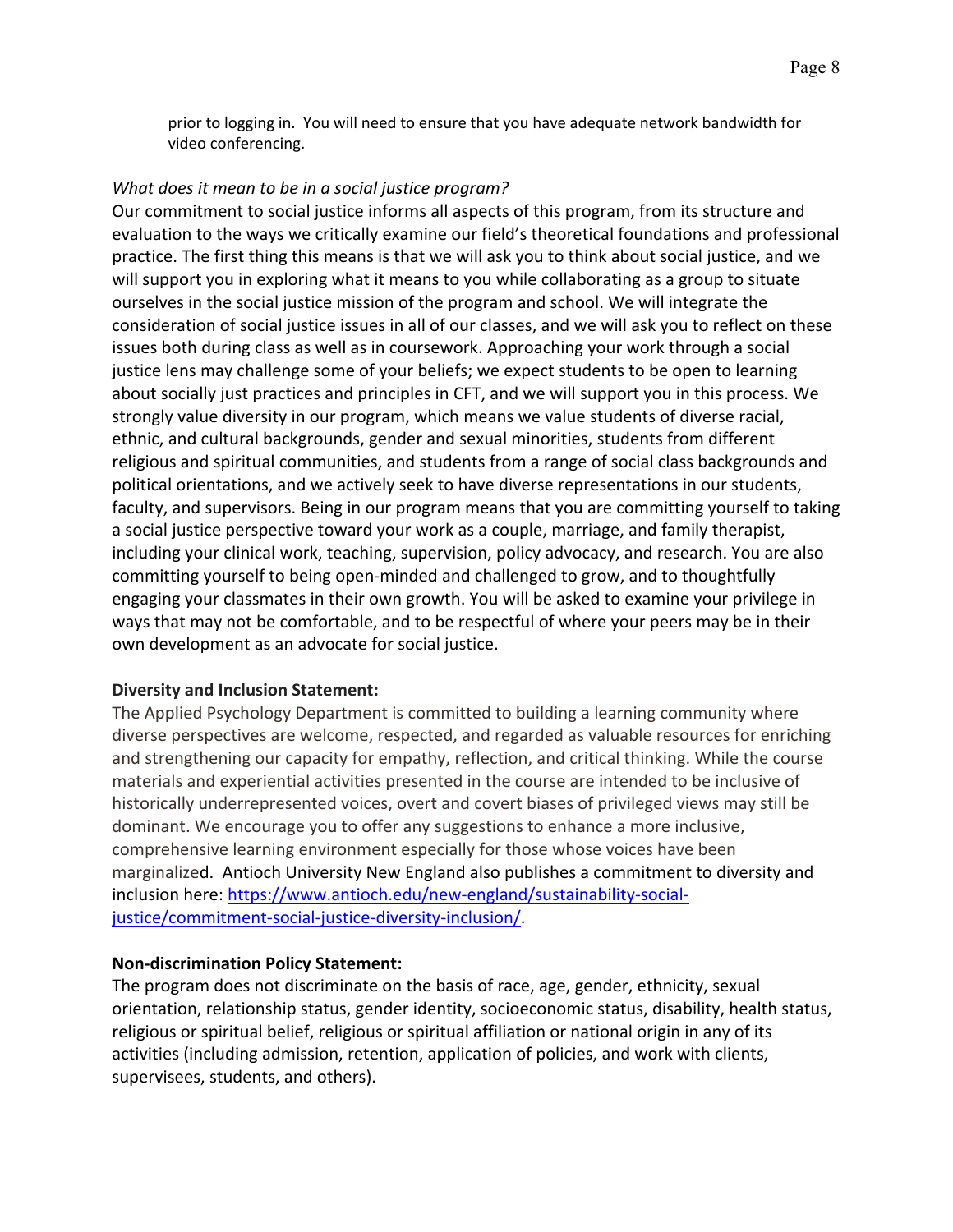prior to logging in. You will need to ensure that you have adequate network bandwidth for video conferencing.

*What does it mean to be in a social justice program?*

Our commitment to social justice informs all aspects of this program, from its structure and evaluation to the ways we critically examine our field's theoretical foundations and professional practice. The first thing this means is that we will ask you to think about social justice, and we will support you in exploring what it means to you while collaborating as a group to situate ourselves in the social justice mission of the program and school. We will integrate the consideration of social justice issues in all of our classes, and we will ask you to reflect on these issues both during class as well as in coursework. Approaching your work through a social justice lens may challenge some of your beliefs; we expect students to be open to learning about socially just practices and principles in CFT, and we will support you in this process. We strongly value diversity in our program, which means we value students of diverse racial, ethnic, and cultural backgrounds, gender and sexual minorities, students from different religious and spiritual communities, and students from a range of social class backgrounds and political orientations, and we actively seek to have diverse representations in our students, faculty, and supervisors. Being in our program means that you are committing yourself to taking a social justice perspective toward your work as a couple, marriage, and family therapist, including your clinical work, teaching, supervision, policy advocacy, and research. You are also committing yourself to being open-minded and challenged to grow, and to thoughtfully engaging your classmates in their own growth. You will be asked to examine your privilege in ways that may not be comfortable, and to be respectful of where your peers may be in their own development as an advocate for social justice.

**Diversity and Inclusion Statement:**

The Applied Psychology Department is committed to building a learning community where diverse perspectives are welcome, respected, and regarded as valuable resources for enriching and strengthening our capacity for empathy, reflection, and critical thinking. While the course materials and experiential activities presented in the course are intended to be inclusive of historically underrepresented voices, overt and covert biases of privileged views may still be dominant. We encourage you to offer any suggestions to enhance a more inclusive, comprehensive learning environment especially for those whose voices have been marginalized. Antioch University New England also publishes a commitment to diversity and inclusion here: https://www.antioch.edu/new-england/sustainability-social-justice/commitment-social-justice-diversity-inclusion/.

**Non-discrimination Policy Statement:**

The program does not discriminate on the basis of race, age, gender, ethnicity, sexual orientation, relationship status, gender identity, socioeconomic status, disability, health status, religious or spiritual belief, religious or spiritual affiliation or national origin in any of its activities (including admission, retention, application of policies, and work with clients, supervisees, students, and others).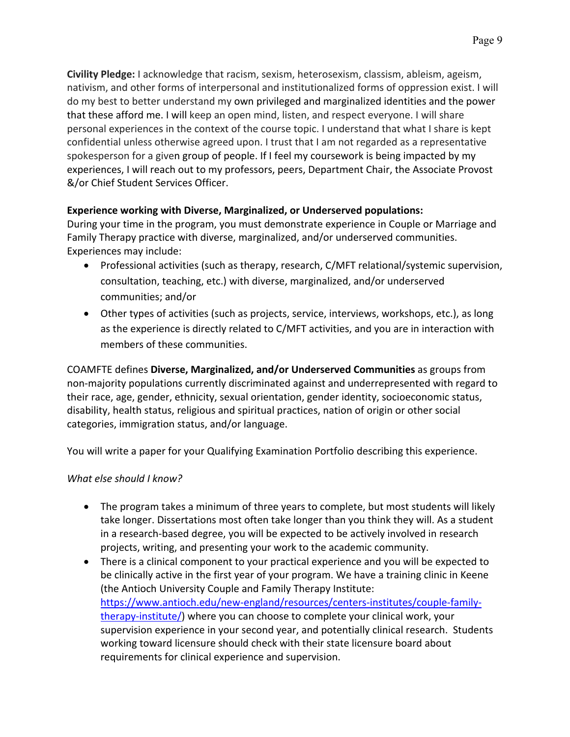**Civility Pledge:** I acknowledge that racism, sexism, heterosexism, classism, ableism, ageism, nativism, and other forms of interpersonal and institutionalized forms of oppression exist. I will do my best to better understand my own privileged and marginalized identities and the power that these afford me. I will keep an open mind, listen, and respect everyone. I will share personal experiences in the context of the course topic. I understand that what I share is kept confidential unless otherwise agreed upon. I trust that I am not regarded as a representative spokesperson for a given group of people. If I feel my coursework is being impacted by my experiences, I will reach out to my professors, peers, Department Chair, the Associate Provost &/or Chief Student Services Officer.

**Experience working with Diverse, Marginalized, or Underserved populations:**
During your time in the program, you must demonstrate experience in Couple or Marriage and Family Therapy practice with diverse, marginalized, and/or underserved communities. Experiences may include:

- Professional activities (such as therapy, research, C/MFT relational/systemic supervision, consultation, teaching, etc.) with diverse, marginalized, and/or underserved communities; and/or
- Other types of activities (such as projects, service, interviews, workshops, etc.), as long as the experience is directly related to C/MFT activities, and you are in interaction with members of these communities.

COAMFTE defines **Diverse, Marginalized, and/or Underserved Communities** as groups from non-majority populations currently discriminated against and underrepresented with regard to their race, age, gender, ethnicity, sexual orientation, gender identity, socioeconomic status, disability, health status, religious and spiritual practices, nation of origin or other social categories, immigration status, and/or language.

You will write a paper for your Qualifying Examination Portfolio describing this experience.

*What else should I know?*

- The program takes a minimum of three years to complete, but most students will likely take longer. Dissertations most often take longer than you think they will. As a student in a research-based degree, you will be expected to be actively involved in research projects, writing, and presenting your work to the academic community.
- There is a clinical component to your practical experience and you will be expected to be clinically active in the first year of your program. We have a training clinic in Keene (the Antioch University Couple and Family Therapy Institute: https://www.antioch.edu/new-england/resources/centers-institutes/couple-family-therapy-institute/) where you can choose to complete your clinical work, your supervision experience in your second year, and potentially clinical research. Students working toward licensure should check with their state licensure board about requirements for clinical experience and supervision.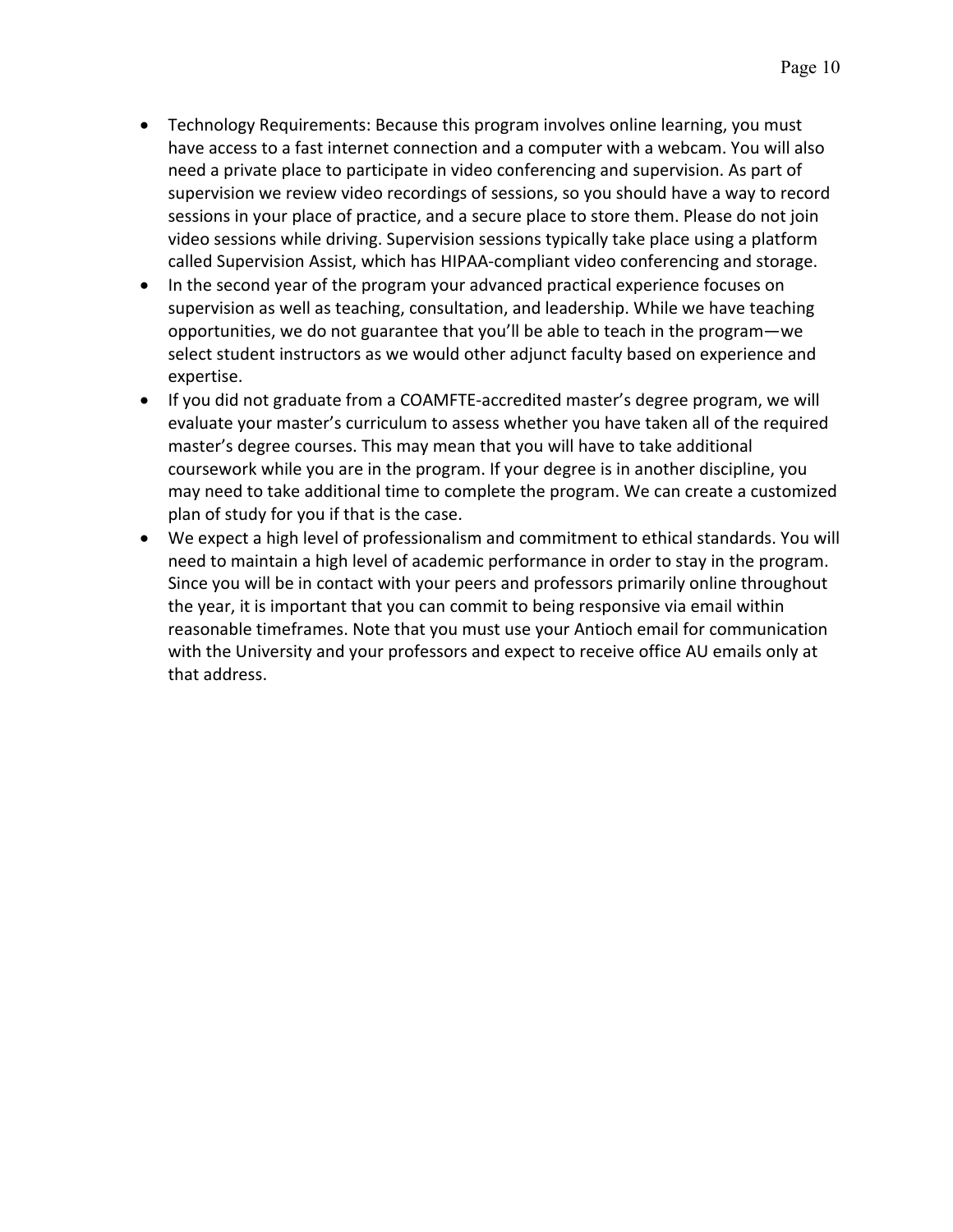- Technology Requirements: Because this program involves online learning, you must have access to a fast internet connection and a computer with a webcam. You will also need a private place to participate in video conferencing and supervision. As part of supervision we review video recordings of sessions, so you should have a way to record sessions in your place of practice, and a secure place to store them. Please do not join video sessions while driving. Supervision sessions typically take place using a platform called Supervision Assist, which has HIPAA-compliant video conferencing and storage.
- In the second year of the program your advanced practical experience focuses on supervision as well as teaching, consultation, and leadership. While we have teaching opportunities, we do not guarantee that you'll be able to teach in the program—we select student instructors as we would other adjunct faculty based on experience and expertise.
- If you did not graduate from a COAMFTE-accredited master's degree program, we will evaluate your master's curriculum to assess whether you have taken all of the required master's degree courses. This may mean that you will have to take additional coursework while you are in the program. If your degree is in another discipline, you may need to take additional time to complete the program. We can create a customized plan of study for you if that is the case.
- We expect a high level of professionalism and commitment to ethical standards. You will need to maintain a high level of academic performance in order to stay in the program. Since you will be in contact with your peers and professors primarily online throughout the year, it is important that you can commit to being responsive via email within reasonable timeframes. Note that you must use your Antioch email for communication with the University and your professors and expect to receive office AU emails only at that address.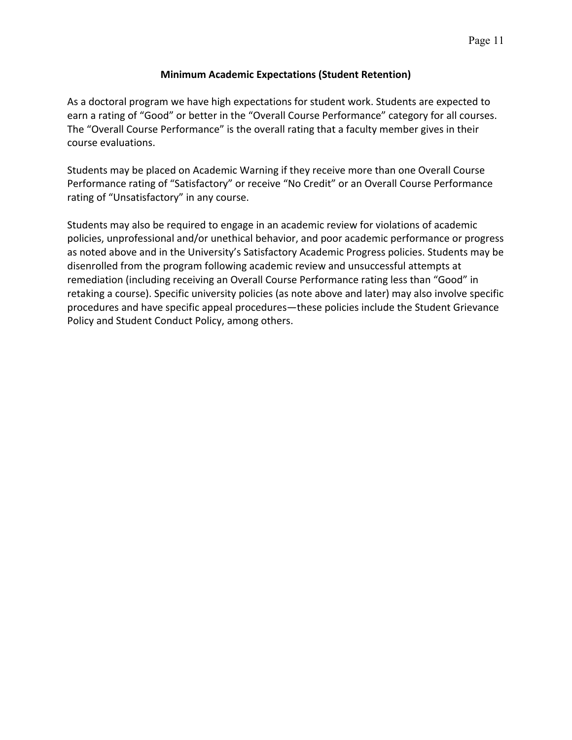## Minimum Academic Expectations (Student Retention)

As a doctoral program we have high expectations for student work. Students are expected to earn a rating of "Good" or better in the "Overall Course Performance" category for all courses. The "Overall Course Performance" is the overall rating that a faculty member gives in their course evaluations.

Students may be placed on Academic Warning if they receive more than one Overall Course Performance rating of "Satisfactory" or receive "No Credit" or an Overall Course Performance rating of "Unsatisfactory" in any course.

Students may also be required to engage in an academic review for violations of academic policies, unprofessional and/or unethical behavior, and poor academic performance or progress as noted above and in the University's Satisfactory Academic Progress policies. Students may be disenrolled from the program following academic review and unsuccessful attempts at remediation (including receiving an Overall Course Performance rating less than "Good" in retaking a course). Specific university policies (as note above and later) may also involve specific procedures and have specific appeal procedures—these policies include the Student Grievance Policy and Student Conduct Policy, among others.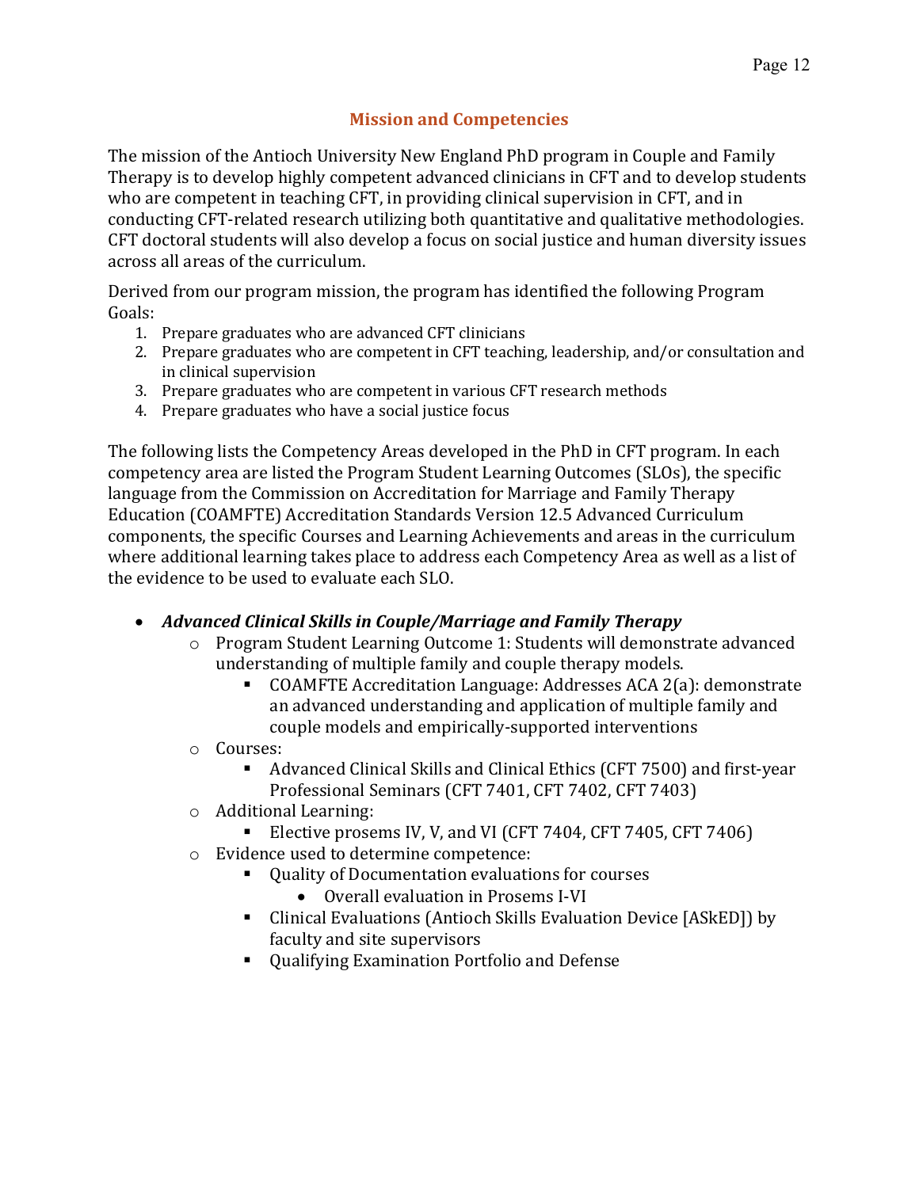## Mission and Competencies

The mission of the Antioch University New England PhD program in Couple and Family Therapy is to develop highly competent advanced clinicians in CFT and to develop students who are competent in teaching CFT, in providing clinical supervision in CFT, and in conducting CFT-related research utilizing both quantitative and qualitative methodologies. CFT doctoral students will also develop a focus on social justice and human diversity issues across all areas of the curriculum.

Derived from our program mission, the program has identified the following Program Goals:

1. Prepare graduates who are advanced CFT clinicians
2. Prepare graduates who are competent in CFT teaching, leadership, and/or consultation and in clinical supervision
3. Prepare graduates who are competent in various CFT research methods
4. Prepare graduates who have a social justice focus

The following lists the Competency Areas developed in the PhD in CFT program. In each competency area are listed the Program Student Learning Outcomes (SLOs), the specific language from the Commission on Accreditation for Marriage and Family Therapy Education (COAMFTE) Accreditation Standards Version 12.5 Advanced Curriculum components, the specific Courses and Learning Achievements and areas in the curriculum where additional learning takes place to address each Competency Area as well as a list of the evidence to be used to evaluate each SLO.

- ***Advanced Clinical Skills in Couple/Marriage and Family Therapy***
  - Program Student Learning Outcome 1: Students will demonstrate advanced understanding of multiple family and couple therapy models.
    - COAMFTE Accreditation Language: Addresses ACA 2(a): demonstrate an advanced understanding and application of multiple family and couple models and empirically-supported interventions
  - Courses:
    - Advanced Clinical Skills and Clinical Ethics (CFT 7500) and first-year Professional Seminars (CFT 7401, CFT 7402, CFT 7403)
  - Additional Learning:
    - Elective prosems IV, V, and VI (CFT 7404, CFT 7405, CFT 7406)
  - Evidence used to determine competence:
    - Quality of Documentation evaluations for courses
      - Overall evaluation in Prosems I-VI
    - Clinical Evaluations (Antioch Skills Evaluation Device [ASkED]) by faculty and site supervisors
    - Qualifying Examination Portfolio and Defense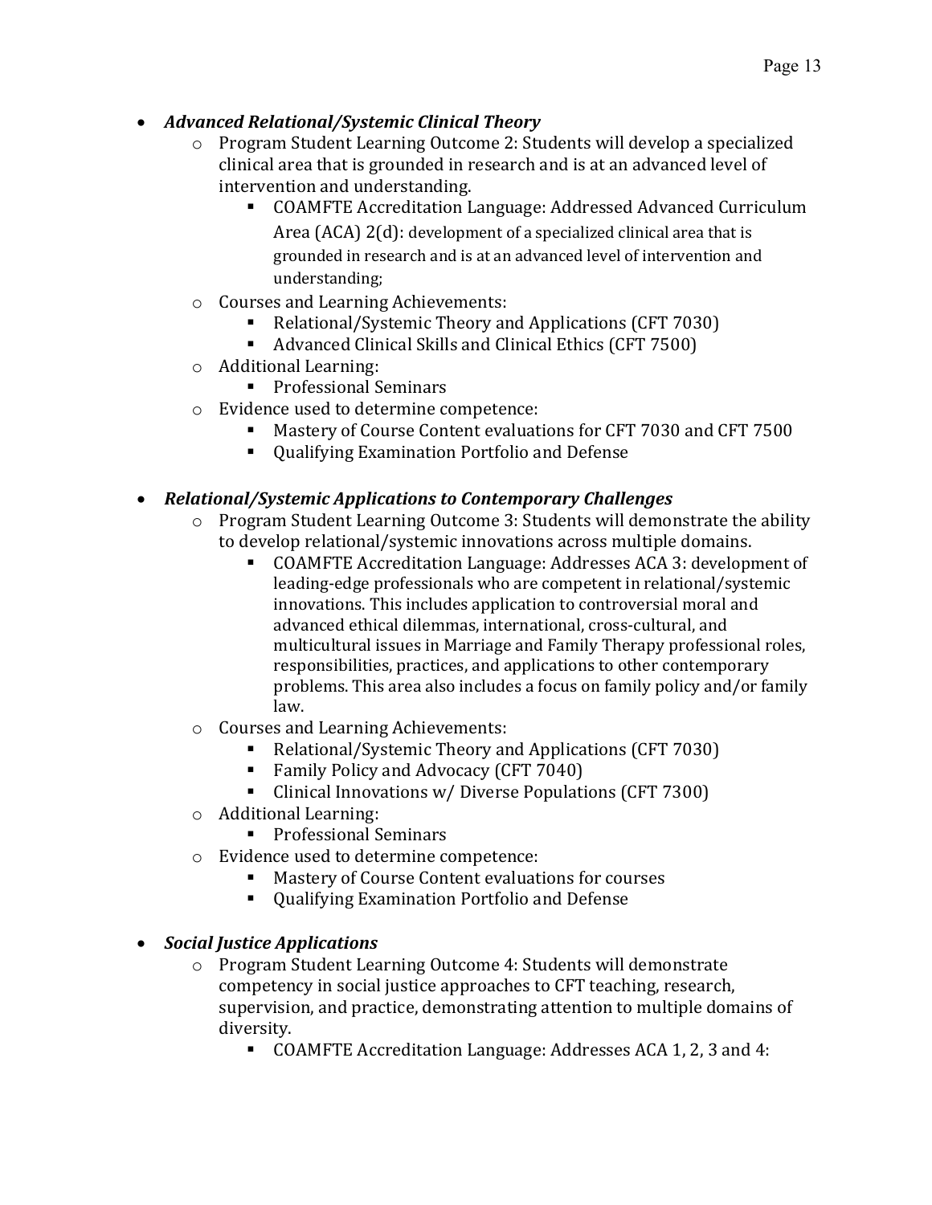- ***Advanced Relational/Systemic Clinical Theory***
  - Program Student Learning Outcome 2: Students will develop a specialized clinical area that is grounded in research and is at an advanced level of intervention and understanding.
    - COAMFTE Accreditation Language: Addressed Advanced Curriculum Area (ACA) 2(d): development of a specialized clinical area that is grounded in research and is at an advanced level of intervention and understanding;
  - Courses and Learning Achievements:
    - Relational/Systemic Theory and Applications (CFT 7030)
    - Advanced Clinical Skills and Clinical Ethics (CFT 7500)
  - Additional Learning:
    - Professional Seminars
  - Evidence used to determine competence:
    - Mastery of Course Content evaluations for CFT 7030 and CFT 7500
    - Qualifying Examination Portfolio and Defense

- ***Relational/Systemic Applications to Contemporary Challenges***
  - Program Student Learning Outcome 3: Students will demonstrate the ability to develop relational/systemic innovations across multiple domains.
    - COAMFTE Accreditation Language: Addresses ACA 3: development of leading-edge professionals who are competent in relational/systemic innovations. This includes application to controversial moral and advanced ethical dilemmas, international, cross-cultural, and multicultural issues in Marriage and Family Therapy professional roles, responsibilities, practices, and applications to other contemporary problems. This area also includes a focus on family policy and/or family law.
  - Courses and Learning Achievements:
    - Relational/Systemic Theory and Applications (CFT 7030)
    - Family Policy and Advocacy (CFT 7040)
    - Clinical Innovations w/ Diverse Populations (CFT 7300)
  - Additional Learning:
    - Professional Seminars
  - Evidence used to determine competence:
    - Mastery of Course Content evaluations for courses
    - Qualifying Examination Portfolio and Defense

- ***Social Justice Applications***
  - Program Student Learning Outcome 4: Students will demonstrate competency in social justice approaches to CFT teaching, research, supervision, and practice, demonstrating attention to multiple domains of diversity.
    - COAMFTE Accreditation Language: Addresses ACA 1, 2, 3 and 4: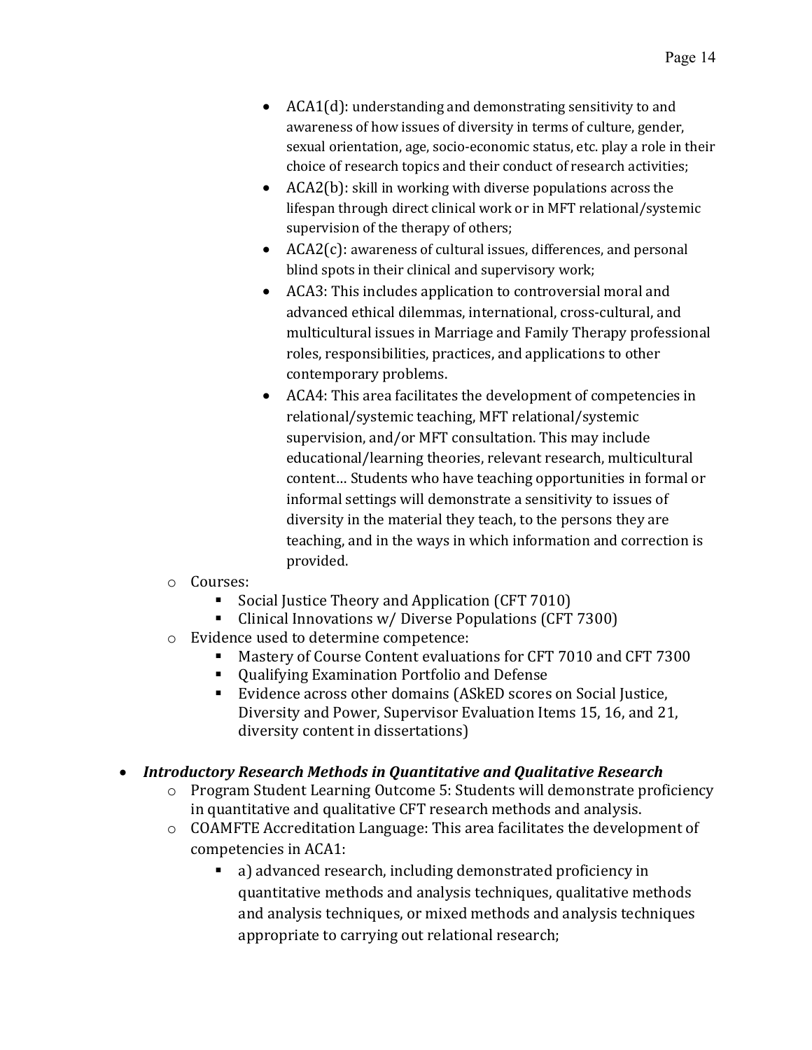- ACA1(d): understanding and demonstrating sensitivity to and awareness of how issues of diversity in terms of culture, gender, sexual orientation, age, socio-economic status, etc. play a role in their choice of research topics and their conduct of research activities;
        - ACA2(b): skill in working with diverse populations across the lifespan through direct clinical work or in MFT relational/systemic supervision of the therapy of others;
        - ACA2(c): awareness of cultural issues, differences, and personal blind spots in their clinical and supervisory work;
        - ACA3: This includes application to controversial moral and advanced ethical dilemmas, international, cross-cultural, and multicultural issues in Marriage and Family Therapy professional roles, responsibilities, practices, and applications to other contemporary problems.
        - ACA4: This area facilitates the development of competencies in relational/systemic teaching, MFT relational/systemic supervision, and/or MFT consultation. This may include educational/learning theories, relevant research, multicultural content… Students who have teaching opportunities in formal or informal settings will demonstrate a sensitivity to issues of diversity in the material they teach, to the persons they are teaching, and in the ways in which information and correction is provided.
    - Courses:
        - Social Justice Theory and Application (CFT 7010)
        - Clinical Innovations w/ Diverse Populations (CFT 7300)
    - Evidence used to determine competence:
        - Mastery of Course Content evaluations for CFT 7010 and CFT 7300
        - Qualifying Examination Portfolio and Defense
        - Evidence across other domains (ASkED scores on Social Justice, Diversity and Power, Supervisor Evaluation Items 15, 16, and 21, diversity content in dissertations)

- ***Introductory Research Methods in Quantitative and Qualitative Research***
    - Program Student Learning Outcome 5: Students will demonstrate proficiency in quantitative and qualitative CFT research methods and analysis.
    - COAMFTE Accreditation Language: This area facilitates the development of competencies in ACA1:
        - a) advanced research, including demonstrated proficiency in quantitative methods and analysis techniques, qualitative methods and analysis techniques, or mixed methods and analysis techniques appropriate to carrying out relational research;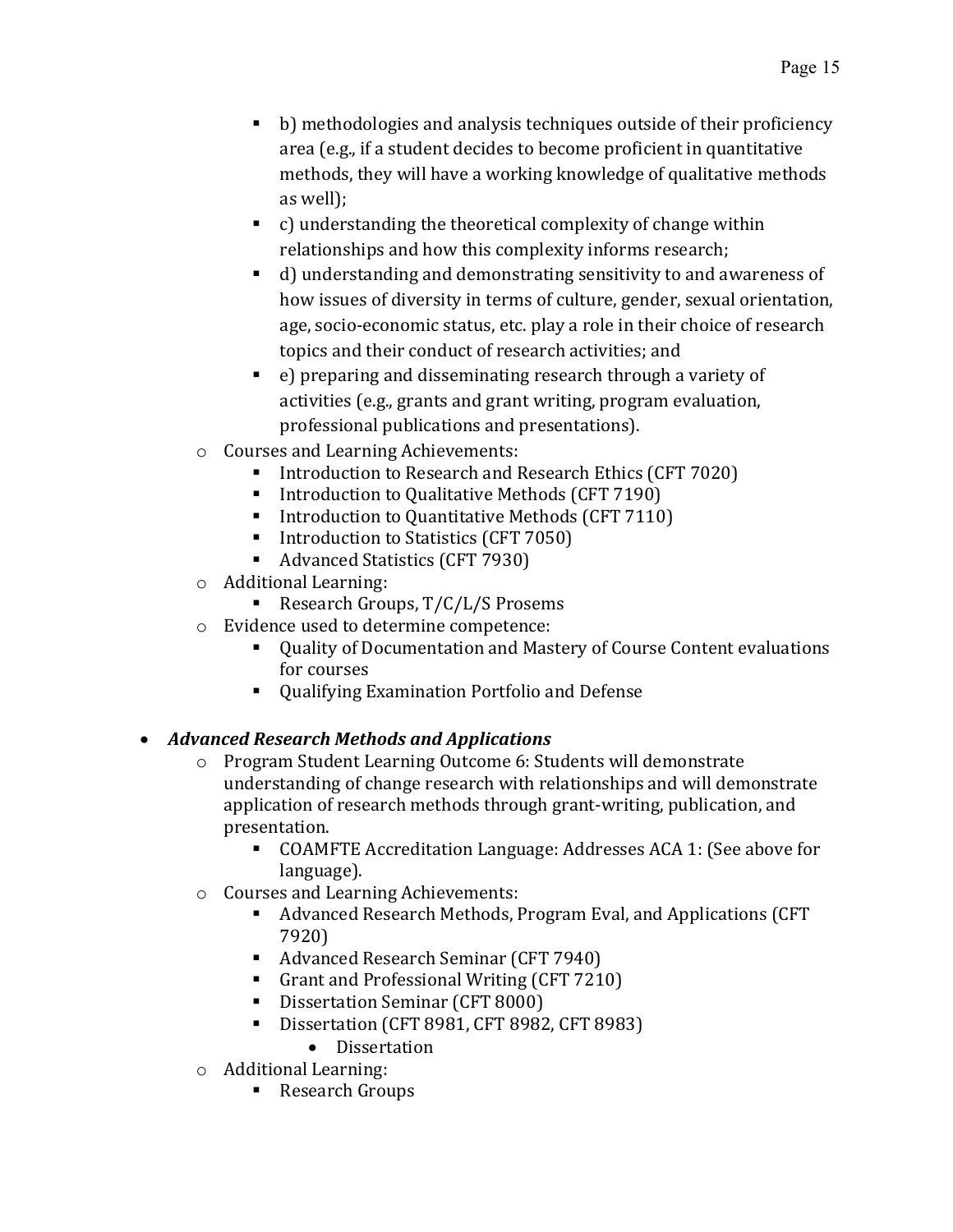- b) methodologies and analysis techniques outside of their proficiency area (e.g., if a student decides to become proficient in quantitative methods, they will have a working knowledge of qualitative methods as well);
        - c) understanding the theoretical complexity of change within relationships and how this complexity informs research;
        - d) understanding and demonstrating sensitivity to and awareness of how issues of diversity in terms of culture, gender, sexual orientation, age, socio-economic status, etc. play a role in their choice of research topics and their conduct of research activities; and
        - e) preparing and disseminating research through a variety of activities (e.g., grants and grant writing, program evaluation, professional publications and presentations).
    - Courses and Learning Achievements:
        - Introduction to Research and Research Ethics (CFT 7020)
        - Introduction to Qualitative Methods (CFT 7190)
        - Introduction to Quantitative Methods (CFT 7110)
        - Introduction to Statistics (CFT 7050)
        - Advanced Statistics (CFT 7930)
    - Additional Learning:
        - Research Groups, T/C/L/S Prosems
    - Evidence used to determine competence:
        - Quality of Documentation and Mastery of Course Content evaluations for courses
        - Qualifying Examination Portfolio and Defense

- ***Advanced Research Methods and Applications***
    - Program Student Learning Outcome 6: Students will demonstrate understanding of change research with relationships and will demonstrate application of research methods through grant-writing, publication, and presentation.
        - COAMFTE Accreditation Language: Addresses ACA 1: (See above for language).
    - Courses and Learning Achievements:
        - Advanced Research Methods, Program Eval, and Applications (CFT 7920)
        - Advanced Research Seminar (CFT 7940)
        - Grant and Professional Writing (CFT 7210)
        - Dissertation Seminar (CFT 8000)
        - Dissertation (CFT 8981, CFT 8982, CFT 8983)
            - Dissertation
    - Additional Learning:
        - Research Groups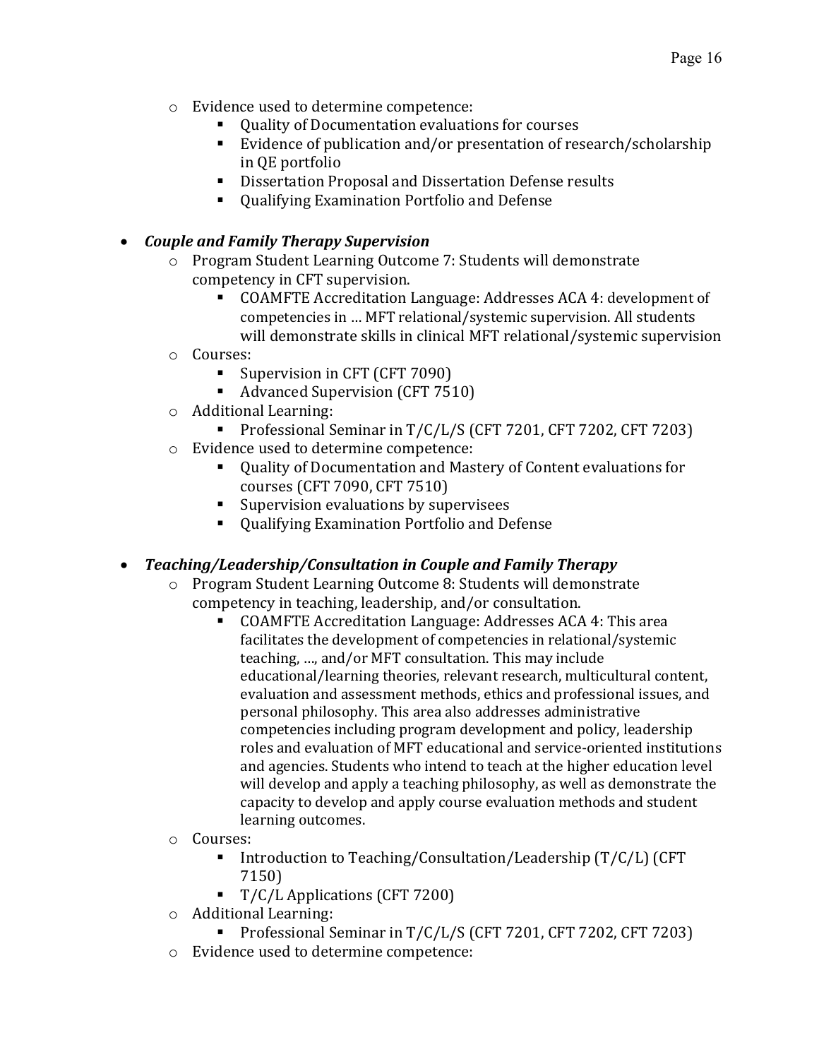- Evidence used to determine competence:
  - Quality of Documentation evaluations for courses
  - Evidence of publication and/or presentation of research/scholarship in QE portfolio
  - Dissertation Proposal and Dissertation Defense results
  - Qualifying Examination Portfolio and Defense

- ***Couple and Family Therapy Supervision***
  - Program Student Learning Outcome 7: Students will demonstrate competency in CFT supervision.
    - COAMFTE Accreditation Language: Addresses ACA 4: development of competencies in … MFT relational/systemic supervision. All students will demonstrate skills in clinical MFT relational/systemic supervision
  - Courses:
    - Supervision in CFT (CFT 7090)
    - Advanced Supervision (CFT 7510)
  - Additional Learning:
    - Professional Seminar in T/C/L/S (CFT 7201, CFT 7202, CFT 7203)
  - Evidence used to determine competence:
    - Quality of Documentation and Mastery of Content evaluations for courses (CFT 7090, CFT 7510)
    - Supervision evaluations by supervisees
    - Qualifying Examination Portfolio and Defense

- ***Teaching/Leadership/Consultation in Couple and Family Therapy***
  - Program Student Learning Outcome 8: Students will demonstrate competency in teaching, leadership, and/or consultation.
    - COAMFTE Accreditation Language: Addresses ACA 4: This area facilitates the development of competencies in relational/systemic teaching, …, and/or MFT consultation. This may include educational/learning theories, relevant research, multicultural content, evaluation and assessment methods, ethics and professional issues, and personal philosophy. This area also addresses administrative competencies including program development and policy, leadership roles and evaluation of MFT educational and service-oriented institutions and agencies. Students who intend to teach at the higher education level will develop and apply a teaching philosophy, as well as demonstrate the capacity to develop and apply course evaluation methods and student learning outcomes.
  - Courses:
    - Introduction to Teaching/Consultation/Leadership (T/C/L) (CFT 7150)
    - T/C/L Applications (CFT 7200)
  - Additional Learning:
    - Professional Seminar in T/C/L/S (CFT 7201, CFT 7202, CFT 7203)
  - Evidence used to determine competence: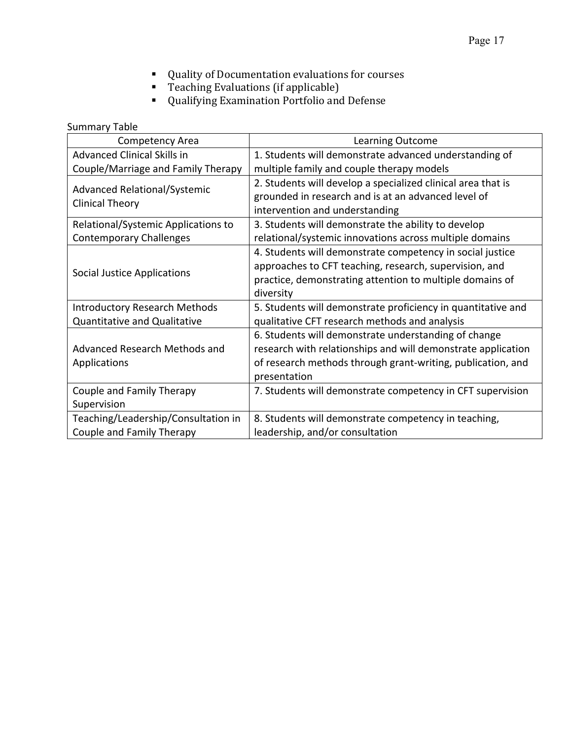- Quality of Documentation evaluations for courses
- Teaching Evaluations (if applicable)
- Qualifying Examination Portfolio and Defense

Summary Table

| Competency Area | Learning Outcome |
|---|---|
| Advanced Clinical Skills in Couple/Marriage and Family Therapy | 1. Students will demonstrate advanced understanding of multiple family and couple therapy models |
| Advanced Relational/Systemic Clinical Theory | 2. Students will develop a specialized clinical area that is grounded in research and is at an advanced level of intervention and understanding |
| Relational/Systemic Applications to Contemporary Challenges | 3. Students will demonstrate the ability to develop relational/systemic innovations across multiple domains |
| Social Justice Applications | 4. Students will demonstrate competency in social justice approaches to CFT teaching, research, supervision, and practice, demonstrating attention to multiple domains of diversity |
| Introductory Research Methods Quantitative and Qualitative | 5. Students will demonstrate proficiency in quantitative and qualitative CFT research methods and analysis |
| Advanced Research Methods and Applications | 6. Students will demonstrate understanding of change research with relationships and will demonstrate application of research methods through grant-writing, publication, and presentation |
| Couple and Family Therapy Supervision | 7. Students will demonstrate competency in CFT supervision |
| Teaching/Leadership/Consultation in Couple and Family Therapy | 8. Students will demonstrate competency in teaching, leadership, and/or consultation |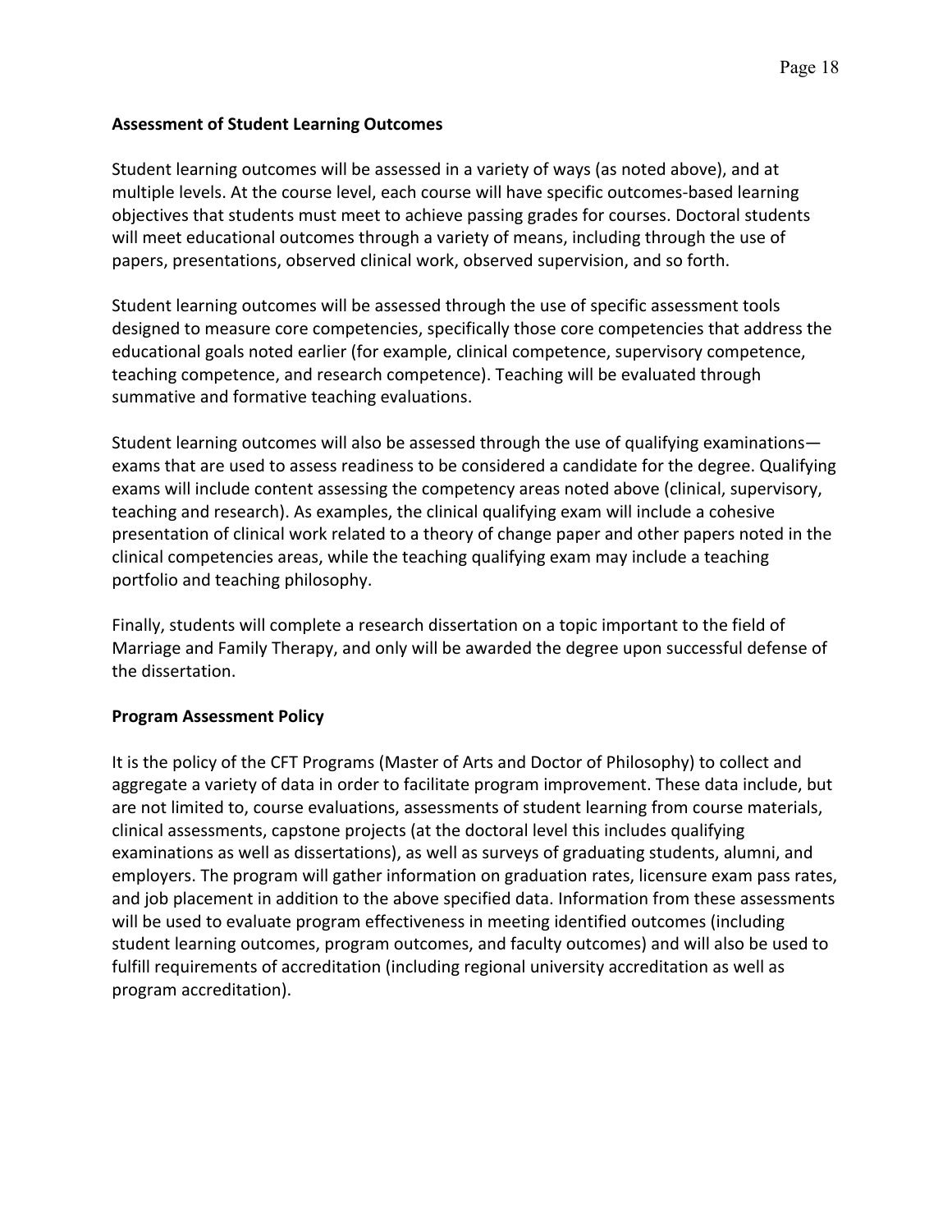## Assessment of Student Learning Outcomes

Student learning outcomes will be assessed in a variety of ways (as noted above), and at multiple levels. At the course level, each course will have specific outcomes-based learning objectives that students must meet to achieve passing grades for courses. Doctoral students will meet educational outcomes through a variety of means, including through the use of papers, presentations, observed clinical work, observed supervision, and so forth.

Student learning outcomes will be assessed through the use of specific assessment tools designed to measure core competencies, specifically those core competencies that address the educational goals noted earlier (for example, clinical competence, supervisory competence, teaching competence, and research competence). Teaching will be evaluated through summative and formative teaching evaluations.

Student learning outcomes will also be assessed through the use of qualifying examinations—exams that are used to assess readiness to be considered a candidate for the degree. Qualifying exams will include content assessing the competency areas noted above (clinical, supervisory, teaching and research). As examples, the clinical qualifying exam will include a cohesive presentation of clinical work related to a theory of change paper and other papers noted in the clinical competencies areas, while the teaching qualifying exam may include a teaching portfolio and teaching philosophy.

Finally, students will complete a research dissertation on a topic important to the field of Marriage and Family Therapy, and only will be awarded the degree upon successful defense of the dissertation.

## Program Assessment Policy

It is the policy of the CFT Programs (Master of Arts and Doctor of Philosophy) to collect and aggregate a variety of data in order to facilitate program improvement. These data include, but are not limited to, course evaluations, assessments of student learning from course materials, clinical assessments, capstone projects (at the doctoral level this includes qualifying examinations as well as dissertations), as well as surveys of graduating students, alumni, and employers. The program will gather information on graduation rates, licensure exam pass rates, and job placement in addition to the above specified data. Information from these assessments will be used to evaluate program effectiveness in meeting identified outcomes (including student learning outcomes, program outcomes, and faculty outcomes) and will also be used to fulfill requirements of accreditation (including regional university accreditation as well as program accreditation).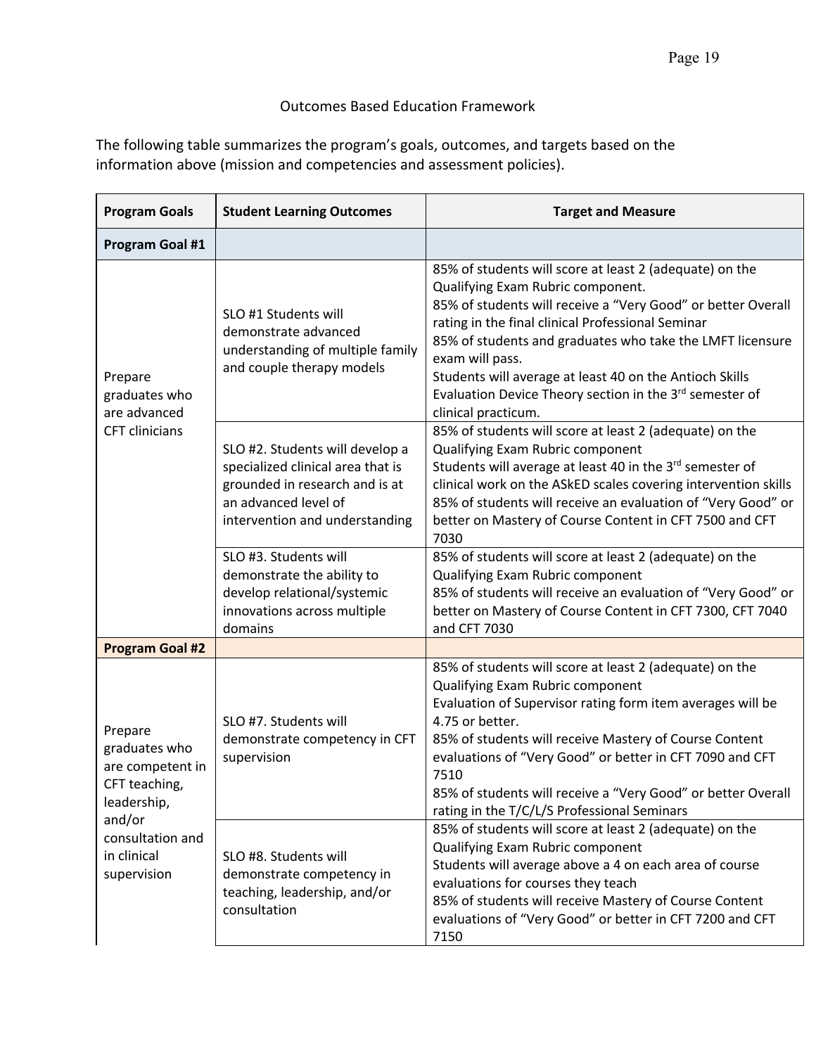## Outcomes Based Education Framework

The following table summarizes the program's goals, outcomes, and targets based on the information above (mission and competencies and assessment policies).

| Program Goals | Student Learning Outcomes | Target and Measure |
|---|---|---|
| **Program Goal #1** | | |
| Prepare graduates who are advanced CFT clinicians | SLO #1 Students will demonstrate advanced understanding of multiple family and couple therapy models | 85% of students will score at least 2 (adequate) on the Qualifying Exam Rubric component.<br>85% of students will receive a "Very Good" or better Overall rating in the final clinical Professional Seminar<br>85% of students and graduates who take the LMFT licensure exam will pass.<br>Students will average at least 40 on the Antioch Skills Evaluation Device Theory section in the 3rd semester of clinical practicum. |
| | SLO #2. Students will develop a specialized clinical area that is grounded in research and is at an advanced level of intervention and understanding | 85% of students will score at least 2 (adequate) on the Qualifying Exam Rubric component<br>Students will average at least 40 in the 3rd semester of clinical work on the ASkED scales covering intervention skills<br>85% of students will receive an evaluation of "Very Good" or better on Mastery of Course Content in CFT 7500 and CFT 7030 |
| | SLO #3. Students will demonstrate the ability to develop relational/systemic innovations across multiple domains | 85% of students will score at least 2 (adequate) on the Qualifying Exam Rubric component<br>85% of students will receive an evaluation of "Very Good" or better on Mastery of Course Content in CFT 7300, CFT 7040 and CFT 7030 |
| **Program Goal #2** | | |
| Prepare graduates who are competent in CFT teaching, leadership, and/or consultation and in clinical supervision | SLO #7. Students will demonstrate competency in CFT supervision | 85% of students will score at least 2 (adequate) on the Qualifying Exam Rubric component<br>Evaluation of Supervisor rating form item averages will be 4.75 or better.<br>85% of students will receive Mastery of Course Content evaluations of "Very Good" or better in CFT 7090 and CFT 7510<br>85% of students will receive a "Very Good" or better Overall rating in the T/C/L/S Professional Seminars |
| | SLO #8. Students will demonstrate competency in teaching, leadership, and/or consultation | 85% of students will score at least 2 (adequate) on the Qualifying Exam Rubric component<br>Students will average above a 4 on each area of course evaluations for courses they teach<br>85% of students will receive Mastery of Course Content evaluations of "Very Good" or better in CFT 7200 and CFT 7150 |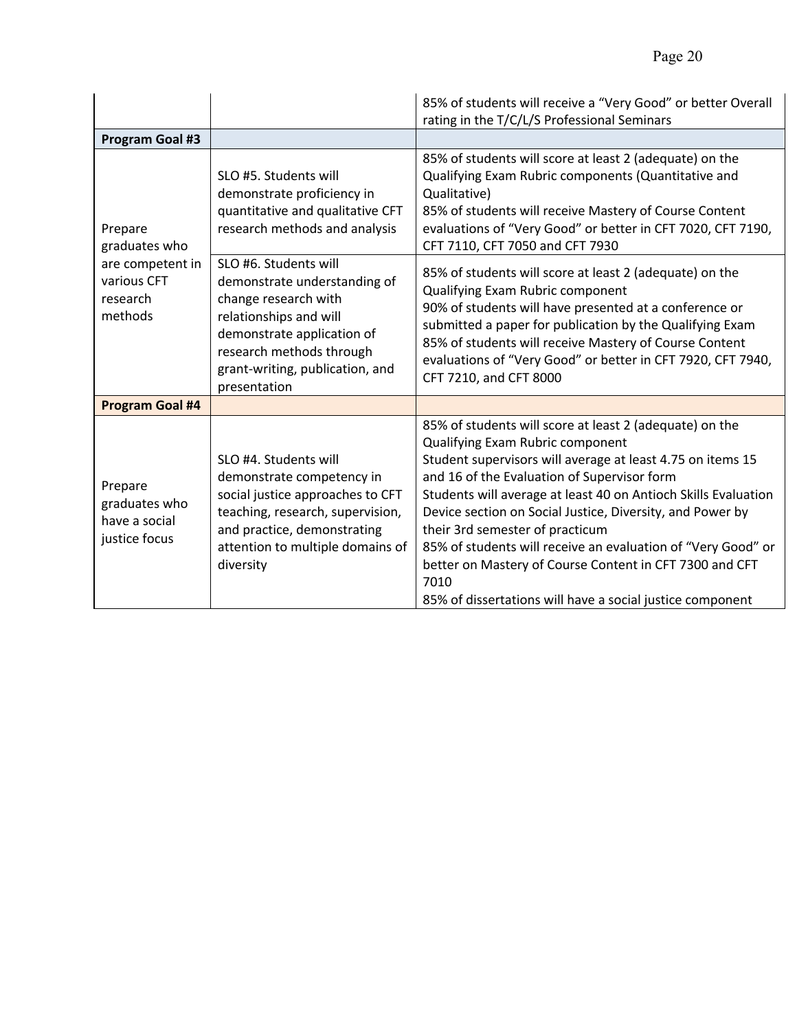| | | |
|---|---|---|
| | | 85% of students will receive a "Very Good" or better Overall rating in the T/C/L/S Professional Seminars |
| **Program Goal #3** | | |
| Prepare graduates who are competent in various CFT research methods | SLO #5. Students will demonstrate proficiency in quantitative and qualitative CFT research methods and analysis | 85% of students will score at least 2 (adequate) on the Qualifying Exam Rubric components (Quantitative and Qualitative)<br>85% of students will receive Mastery of Course Content evaluations of "Very Good" or better in CFT 7020, CFT 7190, CFT 7110, CFT 7050 and CFT 7930 |
| | SLO #6. Students will demonstrate understanding of change research with relationships and will demonstrate application of research methods through grant-writing, publication, and presentation | 85% of students will score at least 2 (adequate) on the Qualifying Exam Rubric component<br>90% of students will have presented at a conference or submitted a paper for publication by the Qualifying Exam<br>85% of students will receive Mastery of Course Content evaluations of "Very Good" or better in CFT 7920, CFT 7940, CFT 7210, and CFT 8000 |
| **Program Goal #4** | | |
| Prepare graduates who have a social justice focus | SLO #4. Students will demonstrate competency in social justice approaches to CFT teaching, research, supervision, and practice, demonstrating attention to multiple domains of diversity | 85% of students will score at least 2 (adequate) on the Qualifying Exam Rubric component<br>Student supervisors will average at least 4.75 on items 15 and 16 of the Evaluation of Supervisor form<br>Students will average at least 40 on Antioch Skills Evaluation Device section on Social Justice, Diversity, and Power by their 3rd semester of practicum<br>85% of students will receive an evaluation of "Very Good" or better on Mastery of Course Content in CFT 7300 and CFT 7010<br>85% of dissertations will have a social justice component |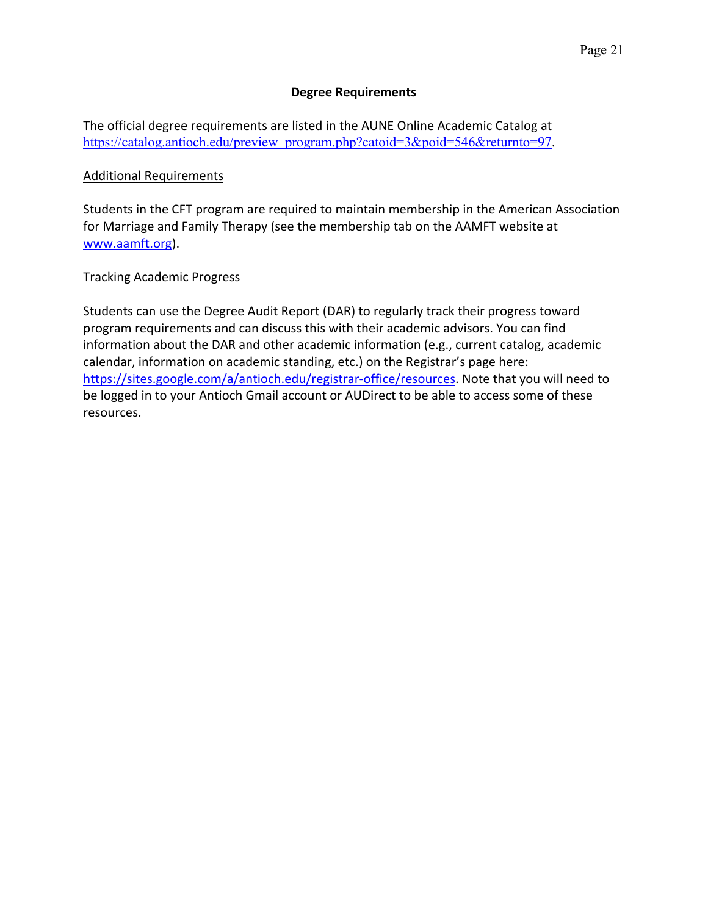## Degree Requirements

The official degree requirements are listed in the AUNE Online Academic Catalog at https://catalog.antioch.edu/preview_program.php?catoid=3&poid=546&returnto=97.

### Additional Requirements

Students in the CFT program are required to maintain membership in the American Association for Marriage and Family Therapy (see the membership tab on the AAMFT website at www.aamft.org).

### Tracking Academic Progress

Students can use the Degree Audit Report (DAR) to regularly track their progress toward program requirements and can discuss this with their academic advisors. You can find information about the DAR and other academic information (e.g., current catalog, academic calendar, information on academic standing, etc.) on the Registrar's page here: https://sites.google.com/a/antioch.edu/registrar-office/resources. Note that you will need to be logged in to your Antioch Gmail account or AUDirect to be able to access some of these resources.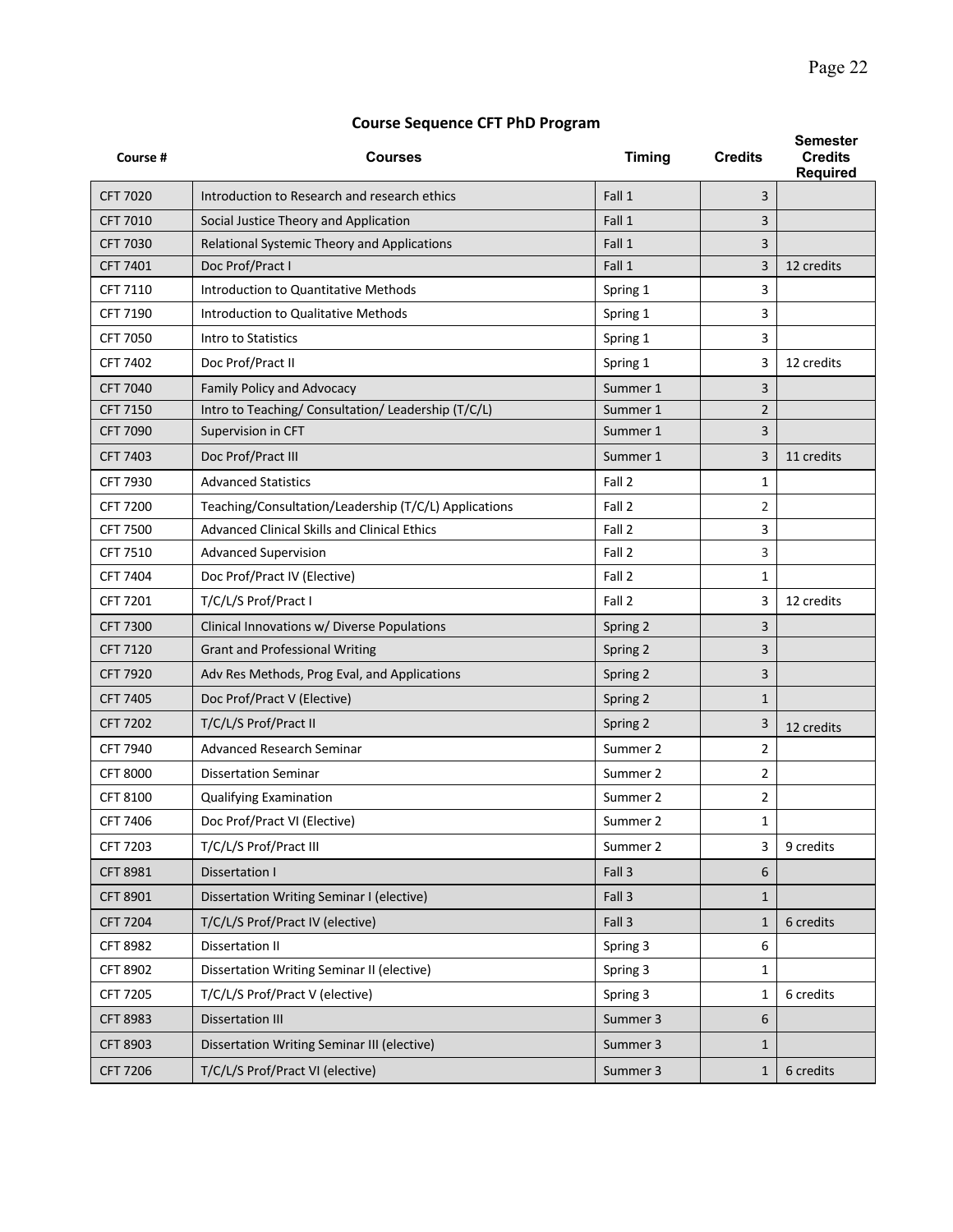## Course Sequence CFT PhD Program

| Course # | Courses | Timing | Credits | Semester Credits Required |
|---|---|---|---|---|
| CFT 7020 | Introduction to Research and research ethics | Fall 1 | 3 | |
| CFT 7010 | Social Justice Theory and Application | Fall 1 | 3 | |
| CFT 7030 | Relational Systemic Theory and Applications | Fall 1 | 3 | |
| CFT 7401 | Doc Prof/Pract I | Fall 1 | 3 | 12 credits |
| CFT 7110 | Introduction to Quantitative Methods | Spring 1 | 3 | |
| CFT 7190 | Introduction to Qualitative Methods | Spring 1 | 3 | |
| CFT 7050 | Intro to Statistics | Spring 1 | 3 | |
| CFT 7402 | Doc Prof/Pract II | Spring 1 | 3 | 12 credits |
| CFT 7040 | Family Policy and Advocacy | Summer 1 | 3 | |
| CFT 7150 | Intro to Teaching/ Consultation/ Leadership (T/C/L) | Summer 1 | 2 | |
| CFT 7090 | Supervision in CFT | Summer 1 | 3 | |
| CFT 7403 | Doc Prof/Pract III | Summer 1 | 3 | 11 credits |
| CFT 7930 | Advanced Statistics | Fall 2 | 1 | |
| CFT 7200 | Teaching/Consultation/Leadership (T/C/L) Applications | Fall 2 | 2 | |
| CFT 7500 | Advanced Clinical Skills and Clinical Ethics | Fall 2 | 3 | |
| CFT 7510 | Advanced Supervision | Fall 2 | 3 | |
| CFT 7404 | Doc Prof/Pract IV (Elective) | Fall 2 | 1 | |
| CFT 7201 | T/C/L/S Prof/Pract I | Fall 2 | 3 | 12 credits |
| CFT 7300 | Clinical Innovations w/ Diverse Populations | Spring 2 | 3 | |
| CFT 7120 | Grant and Professional Writing | Spring 2 | 3 | |
| CFT 7920 | Adv Res Methods, Prog Eval, and Applications | Spring 2 | 3 | |
| CFT 7405 | Doc Prof/Pract V (Elective) | Spring 2 | 1 | |
| CFT 7202 | T/C/L/S Prof/Pract II | Spring 2 | 3 | 12 credits |
| CFT 7940 | Advanced Research Seminar | Summer 2 | 2 | |
| CFT 8000 | Dissertation Seminar | Summer 2 | 2 | |
| CFT 8100 | Qualifying Examination | Summer 2 | 2 | |
| CFT 7406 | Doc Prof/Pract VI (Elective) | Summer 2 | 1 | |
| CFT 7203 | T/C/L/S Prof/Pract III | Summer 2 | 3 | 9 credits |
| CFT 8981 | Dissertation I | Fall 3 | 6 | |
| CFT 8901 | Dissertation Writing Seminar I (elective) | Fall 3 | 1 | |
| CFT 7204 | T/C/L/S Prof/Pract IV (elective) | Fall 3 | 1 | 6 credits |
| CFT 8982 | Dissertation II | Spring 3 | 6 | |
| CFT 8902 | Dissertation Writing Seminar II (elective) | Spring 3 | 1 | |
| CFT 7205 | T/C/L/S Prof/Pract V (elective) | Spring 3 | 1 | 6 credits |
| CFT 8983 | Dissertation III | Summer 3 | 6 | |
| CFT 8903 | Dissertation Writing Seminar III (elective) | Summer 3 | 1 | |
| CFT 7206 | T/C/L/S Prof/Pract VI (elective) | Summer 3 | 1 | 6 credits |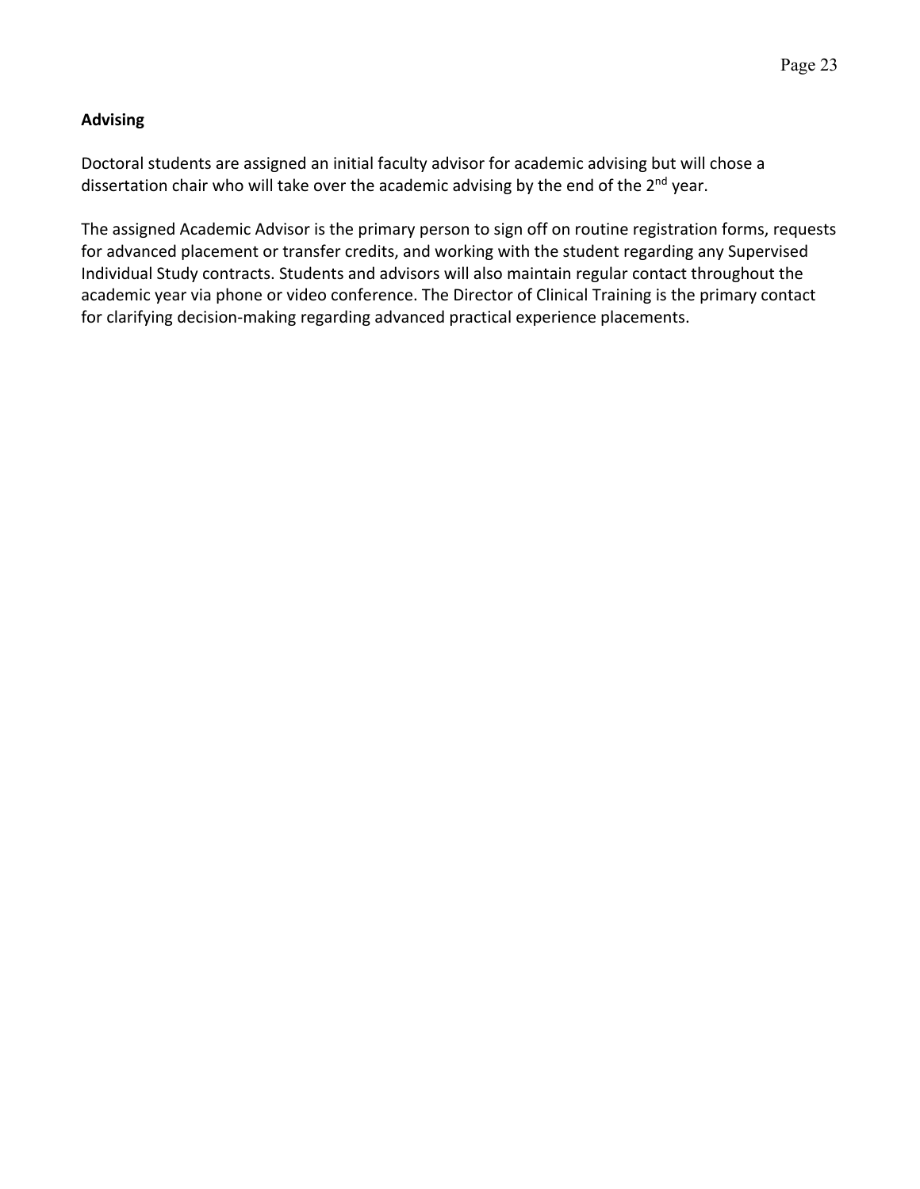### Advising

Doctoral students are assigned an initial faculty advisor for academic advising but will chose a dissertation chair who will take over the academic advising by the end of the 2nd year.

The assigned Academic Advisor is the primary person to sign off on routine registration forms, requests for advanced placement or transfer credits, and working with the student regarding any Supervised Individual Study contracts. Students and advisors will also maintain regular contact throughout the academic year via phone or video conference. The Director of Clinical Training is the primary contact for clarifying decision-making regarding advanced practical experience placements.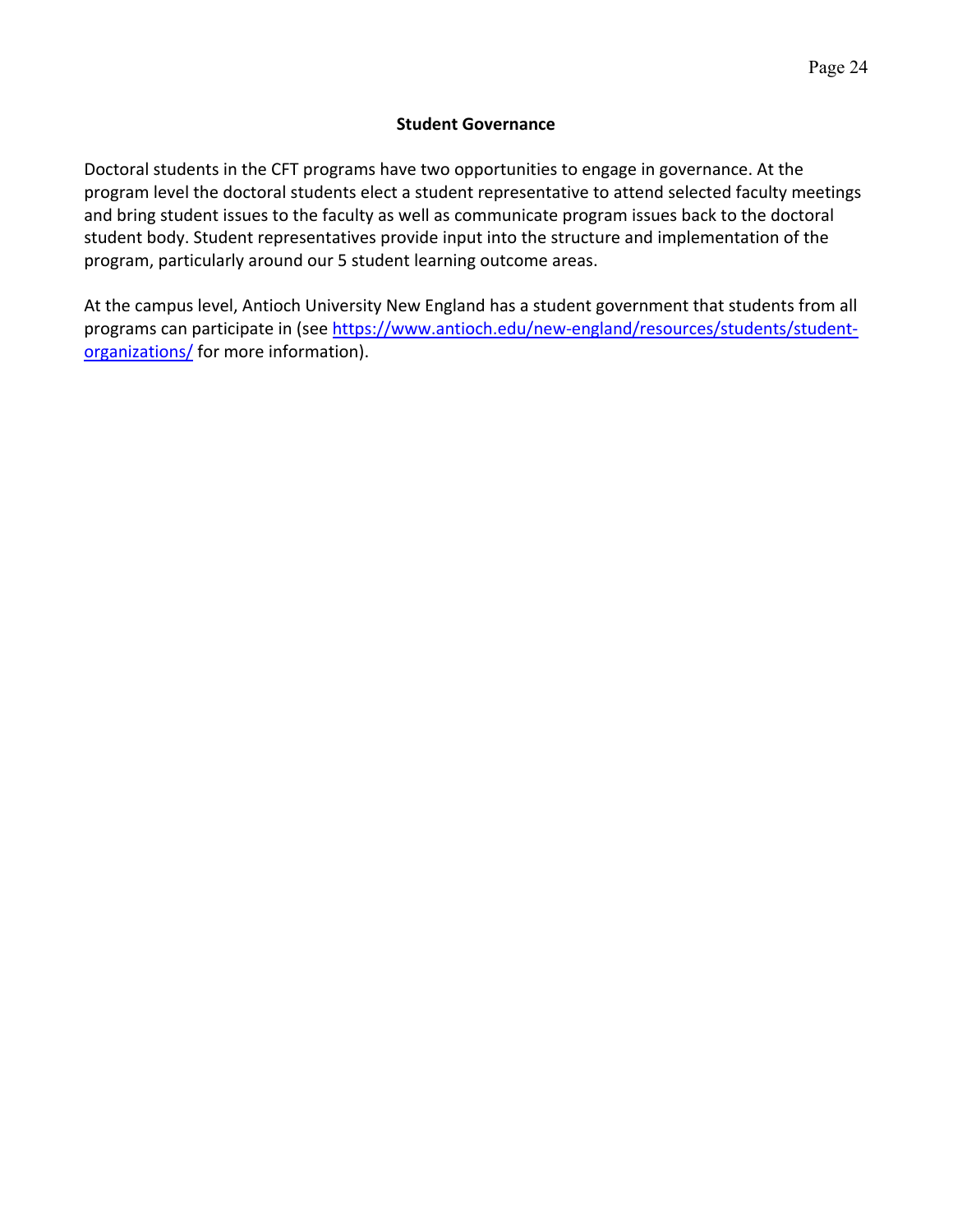## Student Governance

Doctoral students in the CFT programs have two opportunities to engage in governance. At the program level the doctoral students elect a student representative to attend selected faculty meetings and bring student issues to the faculty as well as communicate program issues back to the doctoral student body. Student representatives provide input into the structure and implementation of the program, particularly around our 5 student learning outcome areas.

At the campus level, Antioch University New England has a student government that students from all programs can participate in (see [https://www.antioch.edu/new-england/resources/students/student-organizations/](https://www.antioch.edu/new-england/resources/students/student-organizations/) for more information).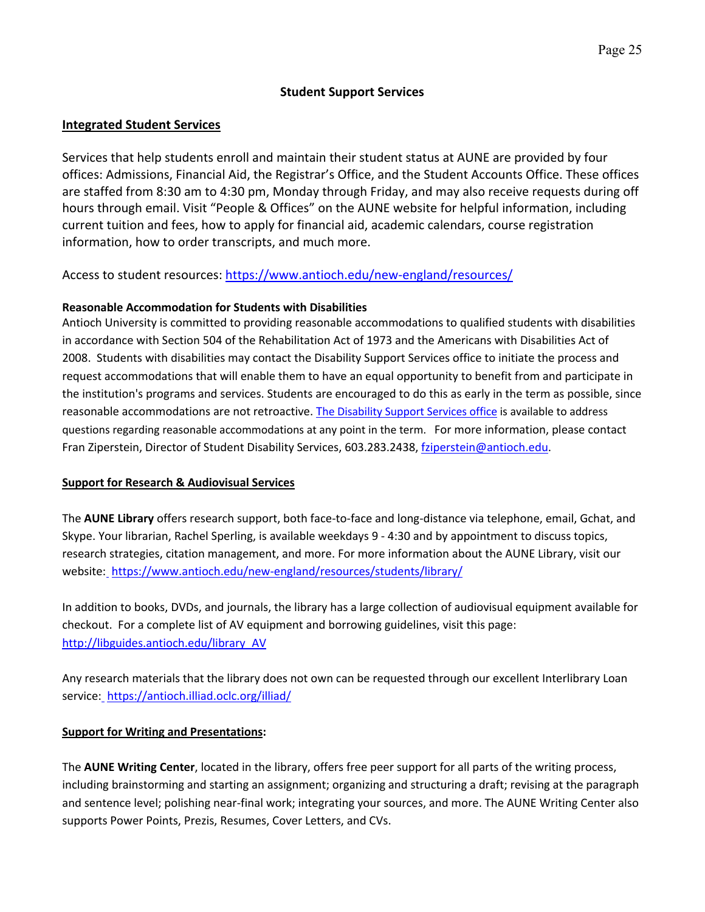## Student Support Services

### Integrated Student Services

Services that help students enroll and maintain their student status at AUNE are provided by four offices: Admissions, Financial Aid, the Registrar's Office, and the Student Accounts Office. These offices are staffed from 8:30 am to 4:30 pm, Monday through Friday, and may also receive requests during off hours through email. Visit "People & Offices" on the AUNE website for helpful information, including current tuition and fees, how to apply for financial aid, academic calendars, course registration information, how to order transcripts, and much more.

Access to student resources: https://www.antioch.edu/new-england/resources/

**Reasonable Accommodation for Students with Disabilities**

Antioch University is committed to providing reasonable accommodations to qualified students with disabilities in accordance with Section 504 of the Rehabilitation Act of 1973 and the Americans with Disabilities Act of 2008. Students with disabilities may contact the Disability Support Services office to initiate the process and request accommodations that will enable them to have an equal opportunity to benefit from and participate in the institution's programs and services. Students are encouraged to do this as early in the term as possible, since reasonable accommodations are not retroactive. The Disability Support Services office is available to address questions regarding reasonable accommodations at any point in the term. For more information, please contact Fran Ziperstein, Director of Student Disability Services, 603.283.2438, fziperstein@antioch.edu.

### Support for Research & Audiovisual Services

The **AUNE Library** offers research support, both face-to-face and long-distance via telephone, email, Gchat, and Skype. Your librarian, Rachel Sperling, is available weekdays 9 - 4:30 and by appointment to discuss topics, research strategies, citation management, and more. For more information about the AUNE Library, visit our website: https://www.antioch.edu/new-england/resources/students/library/

In addition to books, DVDs, and journals, the library has a large collection of audiovisual equipment available for checkout. For a complete list of AV equipment and borrowing guidelines, visit this page: http://libguides.antioch.edu/library_AV

Any research materials that the library does not own can be requested through our excellent Interlibrary Loan service: https://antioch.illiad.oclc.org/illiad/

### Support for Writing and Presentations:

The **AUNE Writing Center**, located in the library, offers free peer support for all parts of the writing process, including brainstorming and starting an assignment; organizing and structuring a draft; revising at the paragraph and sentence level; polishing near-final work; integrating your sources, and more. The AUNE Writing Center also supports Power Points, Prezis, Resumes, Cover Letters, and CVs.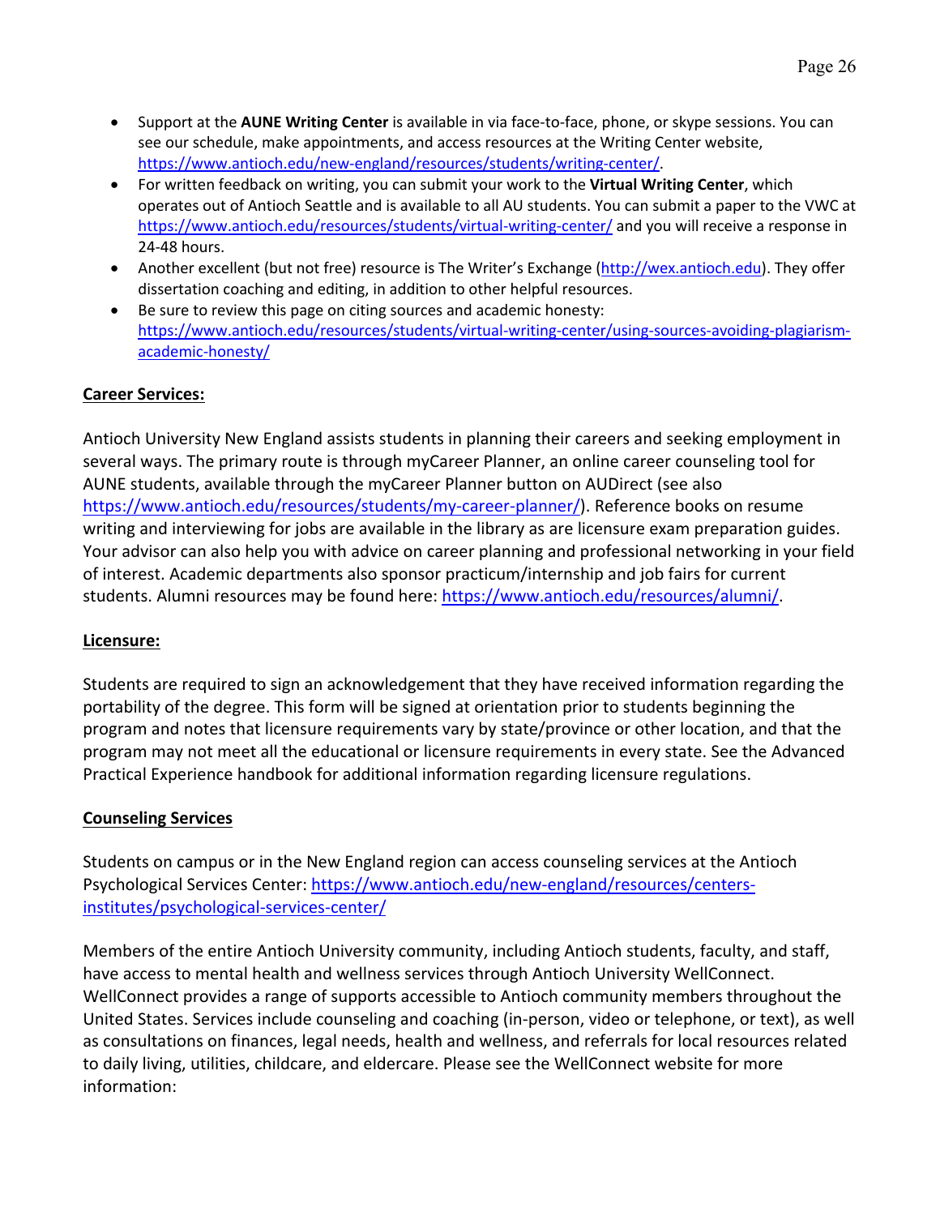- Support at the **AUNE Writing Center** is available in via face-to-face, phone, or skype sessions. You can see our schedule, make appointments, and access resources at the Writing Center website, https://www.antioch.edu/new-england/resources/students/writing-center/.
- For written feedback on writing, you can submit your work to the **Virtual Writing Center**, which operates out of Antioch Seattle and is available to all AU students. You can submit a paper to the VWC at https://www.antioch.edu/resources/students/virtual-writing-center/ and you will receive a response in 24-48 hours.
- Another excellent (but not free) resource is The Writer's Exchange (http://wex.antioch.edu). They offer dissertation coaching and editing, in addition to other helpful resources.
- Be sure to review this page on citing sources and academic honesty: https://www.antioch.edu/resources/students/virtual-writing-center/using-sources-avoiding-plagiarism-academic-honesty/

## Career Services:

Antioch University New England assists students in planning their careers and seeking employment in several ways. The primary route is through myCareer Planner, an online career counseling tool for AUNE students, available through the myCareer Planner button on AUDirect (see also https://www.antioch.edu/resources/students/my-career-planner/). Reference books on resume writing and interviewing for jobs are available in the library as are licensure exam preparation guides. Your advisor can also help you with advice on career planning and professional networking in your field of interest. Academic departments also sponsor practicum/internship and job fairs for current students. Alumni resources may be found here: https://www.antioch.edu/resources/alumni/.

## Licensure:

Students are required to sign an acknowledgement that they have received information regarding the portability of the degree. This form will be signed at orientation prior to students beginning the program and notes that licensure requirements vary by state/province or other location, and that the program may not meet all the educational or licensure requirements in every state. See the Advanced Practical Experience handbook for additional information regarding licensure regulations.

## Counseling Services

Students on campus or in the New England region can access counseling services at the Antioch Psychological Services Center: https://www.antioch.edu/new-england/resources/centers-institutes/psychological-services-center/

Members of the entire Antioch University community, including Antioch students, faculty, and staff, have access to mental health and wellness services through Antioch University WellConnect. WellConnect provides a range of supports accessible to Antioch community members throughout the United States. Services include counseling and coaching (in-person, video or telephone, or text), as well as consultations on finances, legal needs, health and wellness, and referrals for local resources related to daily living, utilities, childcare, and eldercare. Please see the WellConnect website for more information: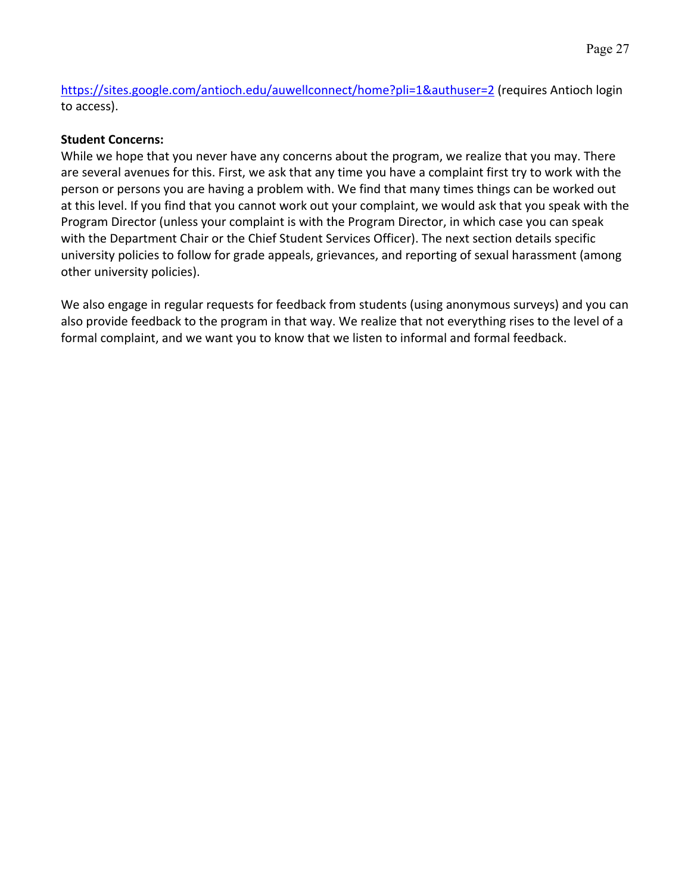https://sites.google.com/antioch.edu/auwellconnect/home?pli=1&authuser=2 (requires Antioch login to access).

**Student Concerns:**

While we hope that you never have any concerns about the program, we realize that you may. There are several avenues for this. First, we ask that any time you have a complaint first try to work with the person or persons you are having a problem with. We find that many times things can be worked out at this level. If you find that you cannot work out your complaint, we would ask that you speak with the Program Director (unless your complaint is with the Program Director, in which case you can speak with the Department Chair or the Chief Student Services Officer). The next section details specific university policies to follow for grade appeals, grievances, and reporting of sexual harassment (among other university policies).

We also engage in regular requests for feedback from students (using anonymous surveys) and you can also provide feedback to the program in that way. We realize that not everything rises to the level of a formal complaint, and we want you to know that we listen to informal and formal feedback.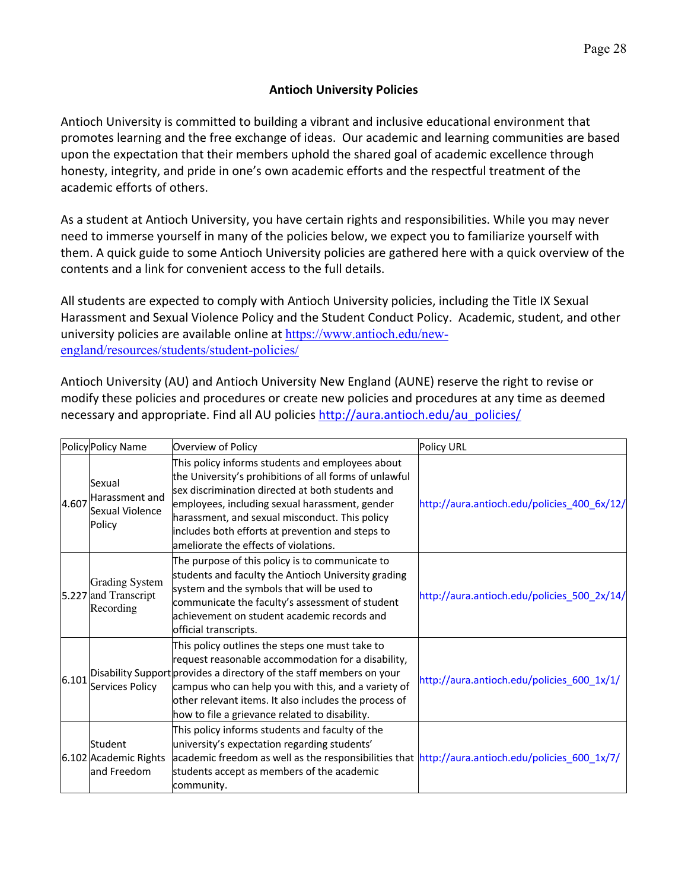## Antioch University Policies

Antioch University is committed to building a vibrant and inclusive educational environment that promotes learning and the free exchange of ideas. Our academic and learning communities are based upon the expectation that their members uphold the shared goal of academic excellence through honesty, integrity, and pride in one's own academic efforts and the respectful treatment of the academic efforts of others.

As a student at Antioch University, you have certain rights and responsibilities. While you may never need to immerse yourself in many of the policies below, we expect you to familiarize yourself with them. A quick guide to some Antioch University policies are gathered here with a quick overview of the contents and a link for convenient access to the full details.

All students are expected to comply with Antioch University policies, including the Title IX Sexual Harassment and Sexual Violence Policy and the Student Conduct Policy. Academic, student, and other university policies are available online at https://www.antioch.edu/new-england/resources/students/student-policies/

Antioch University (AU) and Antioch University New England (AUNE) reserve the right to revise or modify these policies and procedures or create new policies and procedures at any time as deemed necessary and appropriate. Find all AU policies http://aura.antioch.edu/au_policies/

| Policy | Policy Name | Overview of Policy | Policy URL |
|---|---|---|---|
| 4.607 | Sexual Harassment and Sexual Violence Policy | This policy informs students and employees about the University's prohibitions of all forms of unlawful sex discrimination directed at both students and employees, including sexual harassment, gender harassment, and sexual misconduct. This policy includes both efforts at prevention and steps to ameliorate the effects of violations. | http://aura.antioch.edu/policies_400_6x/12/ |
| 5.227 | Grading System and Transcript Recording | The purpose of this policy is to communicate to students and faculty the Antioch University grading system and the symbols that will be used to communicate the faculty's assessment of student achievement on student academic records and official transcripts. | http://aura.antioch.edu/policies_500_2x/14/ |
| 6.101 | Disability Support Services Policy | This policy outlines the steps one must take to request reasonable accommodation for a disability, provides a directory of the staff members on your campus who can help you with this, and a variety of other relevant items. It also includes the process of how to file a grievance related to disability. | http://aura.antioch.edu/policies_600_1x/1/ |
| 6.102 | Student Academic Rights and Freedom | This policy informs students and faculty of the university's expectation regarding students' academic freedom as well as the responsibilities that students accept as members of the academic community. | http://aura.antioch.edu/policies_600_1x/7/ |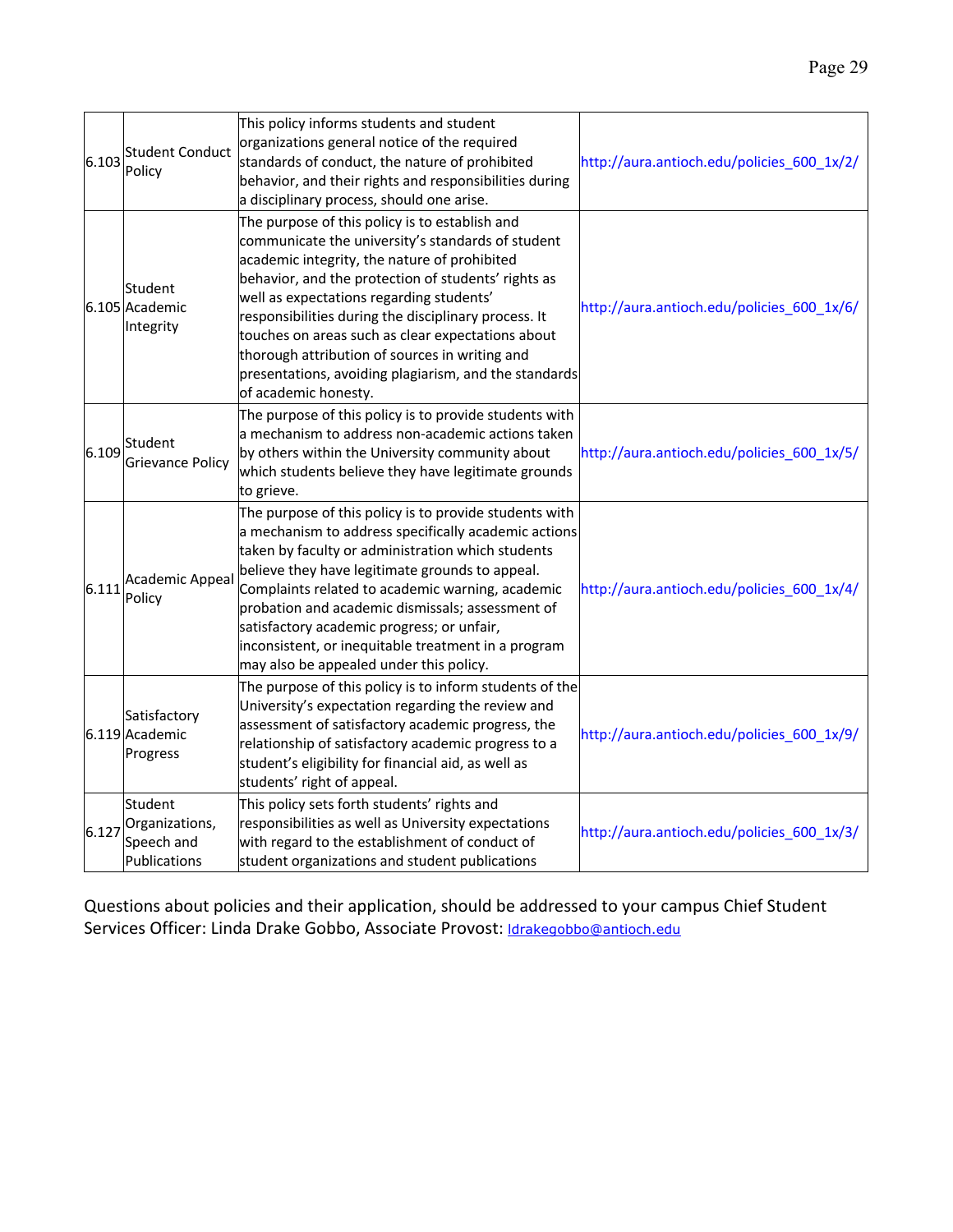| 6.103 | Student Conduct Policy | This policy informs students and student organizations general notice of the required standards of conduct, the nature of prohibited behavior, and their rights and responsibilities during a disciplinary process, should one arise. | http://aura.antioch.edu/policies_600_1x/2/ |
|---|---|---|---|
| 6.105 | Student Academic Integrity | The purpose of this policy is to establish and communicate the university's standards of student academic integrity, the nature of prohibited behavior, and the protection of students' rights as well as expectations regarding students' responsibilities during the disciplinary process. It touches on areas such as clear expectations about thorough attribution of sources in writing and presentations, avoiding plagiarism, and the standards of academic honesty. | http://aura.antioch.edu/policies_600_1x/6/ |
| 6.109 | Student Grievance Policy | The purpose of this policy is to provide students with a mechanism to address non-academic actions taken by others within the University community about which students believe they have legitimate grounds to grieve. | http://aura.antioch.edu/policies_600_1x/5/ |
| 6.111 | Academic Appeal Policy | The purpose of this policy is to provide students with a mechanism to address specifically academic actions taken by faculty or administration which students believe they have legitimate grounds to appeal. Complaints related to academic warning, academic probation and academic dismissals; assessment of satisfactory academic progress; or unfair, inconsistent, or inequitable treatment in a program may also be appealed under this policy. | http://aura.antioch.edu/policies_600_1x/4/ |
| 6.119 | Satisfactory Academic Progress | The purpose of this policy is to inform students of the University's expectation regarding the review and assessment of satisfactory academic progress, the relationship of satisfactory academic progress to a student's eligibility for financial aid, as well as students' right of appeal. | http://aura.antioch.edu/policies_600_1x/9/ |
| 6.127 | Student Organizations, Speech and Publications | This policy sets forth students' rights and responsibilities as well as University expectations with regard to the establishment of conduct of student organizations and student publications | http://aura.antioch.edu/policies_600_1x/3/ |

Questions about policies and their application, should be addressed to your campus Chief Student Services Officer: Linda Drake Gobbo, Associate Provost: ldrakegobbo@antioch.edu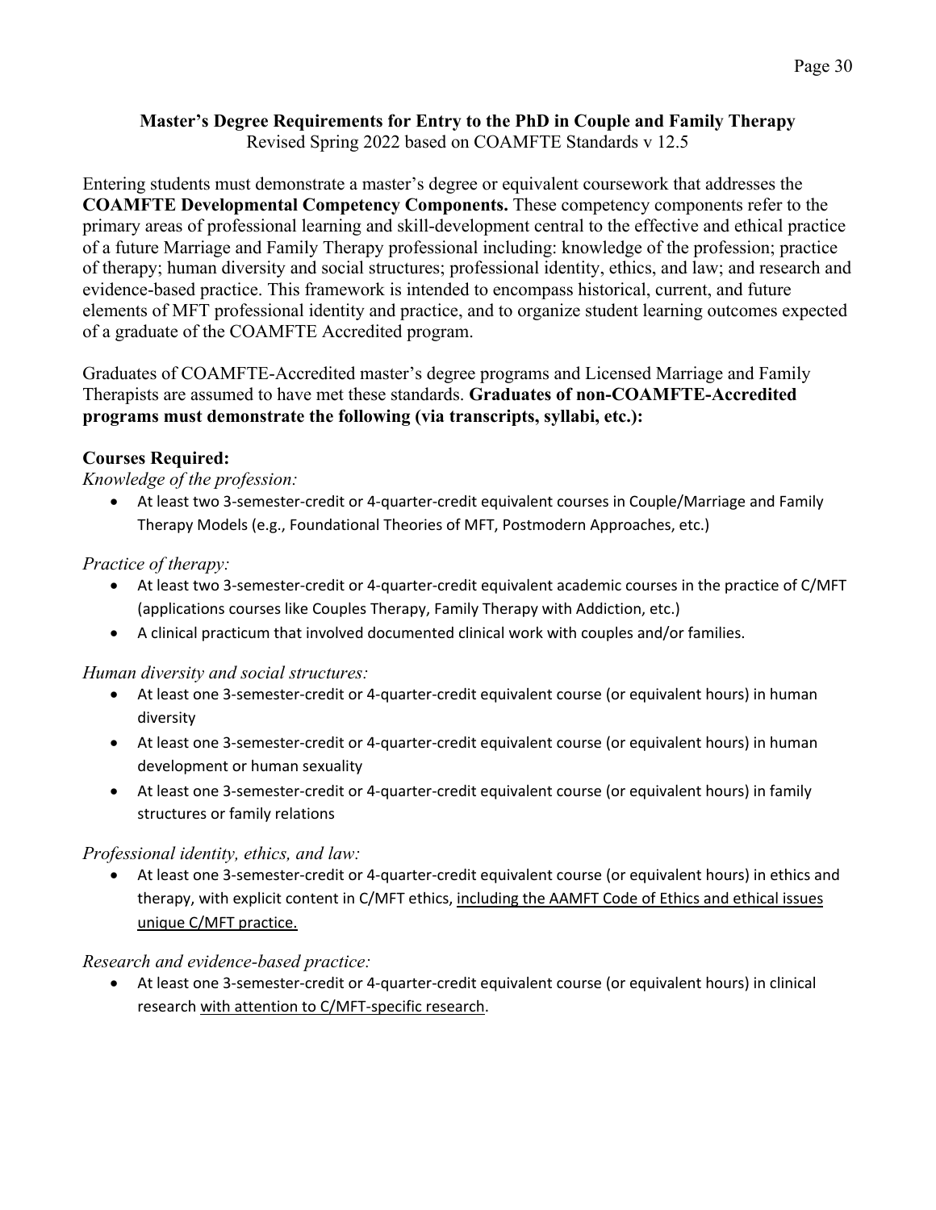## Master's Degree Requirements for Entry to the PhD in Couple and Family Therapy

Revised Spring 2022 based on COAMFTE Standards v 12.5

Entering students must demonstrate a master's degree or equivalent coursework that addresses the **COAMFTE Developmental Competency Components.** These competency components refer to the primary areas of professional learning and skill-development central to the effective and ethical practice of a future Marriage and Family Therapy professional including: knowledge of the profession; practice of therapy; human diversity and social structures; professional identity, ethics, and law; and research and evidence-based practice. This framework is intended to encompass historical, current, and future elements of MFT professional identity and practice, and to organize student learning outcomes expected of a graduate of the COAMFTE Accredited program.

Graduates of COAMFTE-Accredited master's degree programs and Licensed Marriage and Family Therapists are assumed to have met these standards. **Graduates of non-COAMFTE-Accredited programs must demonstrate the following (via transcripts, syllabi, etc.):**

### Courses Required:

*Knowledge of the profession:*

- At least two 3-semester-credit or 4-quarter-credit equivalent courses in Couple/Marriage and Family Therapy Models (e.g., Foundational Theories of MFT, Postmodern Approaches, etc.)

*Practice of therapy:*

- At least two 3-semester-credit or 4-quarter-credit equivalent academic courses in the practice of C/MFT (applications courses like Couples Therapy, Family Therapy with Addiction, etc.)
- A clinical practicum that involved documented clinical work with couples and/or families.

*Human diversity and social structures:*

- At least one 3-semester-credit or 4-quarter-credit equivalent course (or equivalent hours) in human diversity
- At least one 3-semester-credit or 4-quarter-credit equivalent course (or equivalent hours) in human development or human sexuality
- At least one 3-semester-credit or 4-quarter-credit equivalent course (or equivalent hours) in family structures or family relations

*Professional identity, ethics, and law:*

- At least one 3-semester-credit or 4-quarter-credit equivalent course (or equivalent hours) in ethics and therapy, with explicit content in C/MFT ethics, including the AAMFT Code of Ethics and ethical issues unique C/MFT practice.

*Research and evidence-based practice:*

- At least one 3-semester-credit or 4-quarter-credit equivalent course (or equivalent hours) in clinical research with attention to C/MFT-specific research.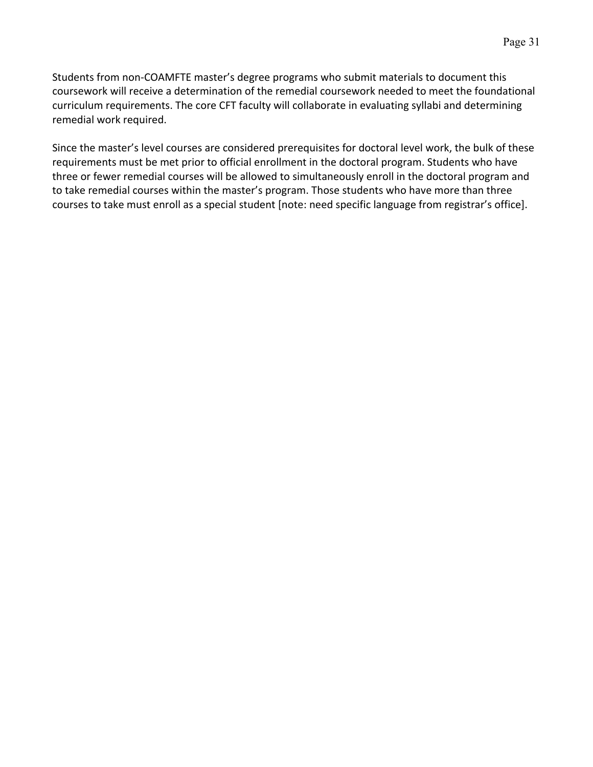Students from non-COAMFTE master's degree programs who submit materials to document this coursework will receive a determination of the remedial coursework needed to meet the foundational curriculum requirements. The core CFT faculty will collaborate in evaluating syllabi and determining remedial work required.

Since the master's level courses are considered prerequisites for doctoral level work, the bulk of these requirements must be met prior to official enrollment in the doctoral program. Students who have three or fewer remedial courses will be allowed to simultaneously enroll in the doctoral program and to take remedial courses within the master's program. Those students who have more than three courses to take must enroll as a special student [note: need specific language from registrar's office].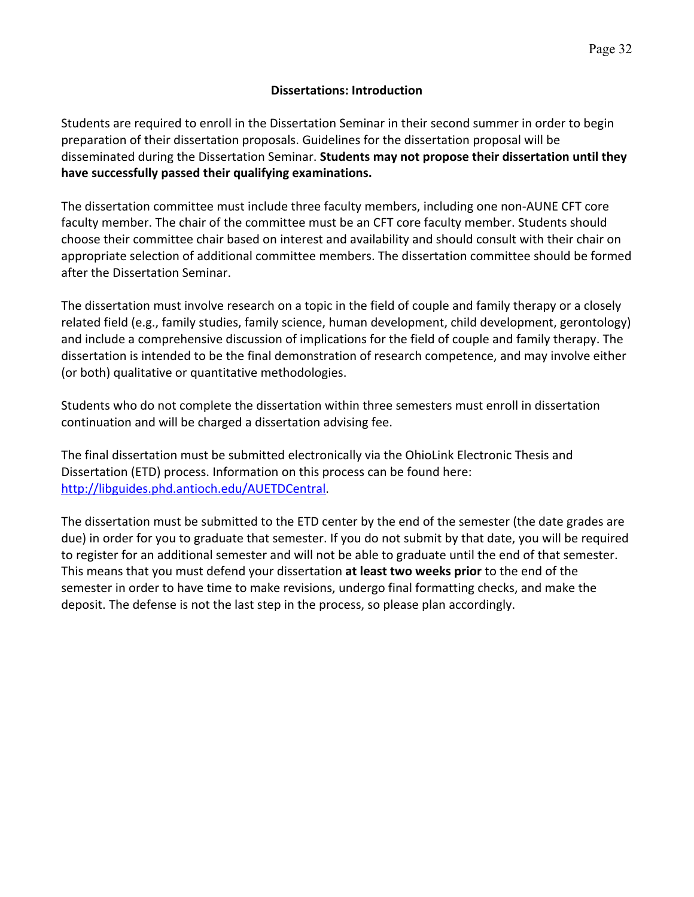## Dissertations: Introduction

Students are required to enroll in the Dissertation Seminar in their second summer in order to begin preparation of their dissertation proposals. Guidelines for the dissertation proposal will be disseminated during the Dissertation Seminar. **Students may not propose their dissertation until they have successfully passed their qualifying examinations.**

The dissertation committee must include three faculty members, including one non-AUNE CFT core faculty member. The chair of the committee must be an CFT core faculty member. Students should choose their committee chair based on interest and availability and should consult with their chair on appropriate selection of additional committee members. The dissertation committee should be formed after the Dissertation Seminar.

The dissertation must involve research on a topic in the field of couple and family therapy or a closely related field (e.g., family studies, family science, human development, child development, gerontology) and include a comprehensive discussion of implications for the field of couple and family therapy. The dissertation is intended to be the final demonstration of research competence, and may involve either (or both) qualitative or quantitative methodologies.

Students who do not complete the dissertation within three semesters must enroll in dissertation continuation and will be charged a dissertation advising fee.

The final dissertation must be submitted electronically via the OhioLink Electronic Thesis and Dissertation (ETD) process. Information on this process can be found here: [http://libguides.phd.antioch.edu/AUETDCentral](http://libguides.phd.antioch.edu/AUETDCentral).

The dissertation must be submitted to the ETD center by the end of the semester (the date grades are due) in order for you to graduate that semester. If you do not submit by that date, you will be required to register for an additional semester and will not be able to graduate until the end of that semester. This means that you must defend your dissertation **at least two weeks prior** to the end of the semester in order to have time to make revisions, undergo final formatting checks, and make the deposit. The defense is not the last step in the process, so please plan accordingly.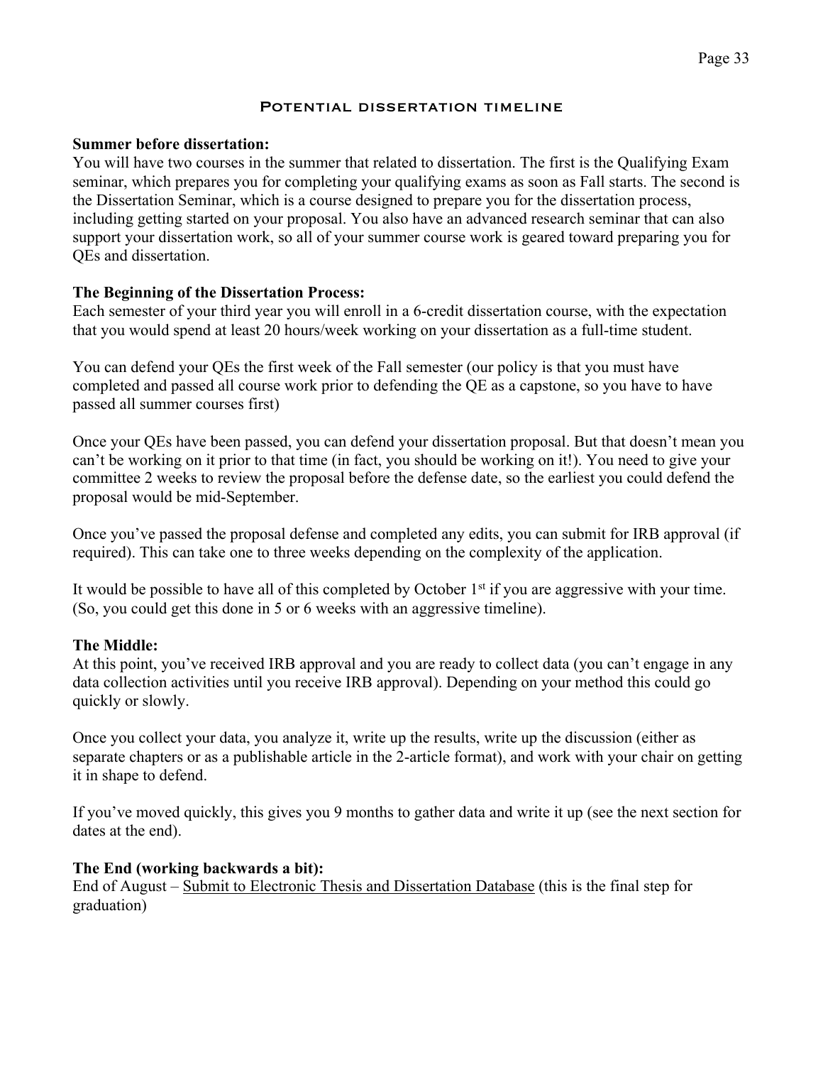## Potential dissertation timeline

**Summer before dissertation:**
You will have two courses in the summer that related to dissertation. The first is the Qualifying Exam seminar, which prepares you for completing your qualifying exams as soon as Fall starts. The second is the Dissertation Seminar, which is a course designed to prepare you for the dissertation process, including getting started on your proposal. You also have an advanced research seminar that can also support your dissertation work, so all of your summer course work is geared toward preparing you for QEs and dissertation.

**The Beginning of the Dissertation Process:**
Each semester of your third year you will enroll in a 6-credit dissertation course, with the expectation that you would spend at least 20 hours/week working on your dissertation as a full-time student.

You can defend your QEs the first week of the Fall semester (our policy is that you must have completed and passed all course work prior to defending the QE as a capstone, so you have to have passed all summer courses first)

Once your QEs have been passed, you can defend your dissertation proposal. But that doesn't mean you can't be working on it prior to that time (in fact, you should be working on it!). You need to give your committee 2 weeks to review the proposal before the defense date, so the earliest you could defend the proposal would be mid-September.

Once you've passed the proposal defense and completed any edits, you can submit for IRB approval (if required). This can take one to three weeks depending on the complexity of the application.

It would be possible to have all of this completed by October 1st if you are aggressive with your time. (So, you could get this done in 5 or 6 weeks with an aggressive timeline).

**The Middle:**
At this point, you've received IRB approval and you are ready to collect data (you can't engage in any data collection activities until you receive IRB approval). Depending on your method this could go quickly or slowly.

Once you collect your data, you analyze it, write up the results, write up the discussion (either as separate chapters or as a publishable article in the 2-article format), and work with your chair on getting it in shape to defend.

If you've moved quickly, this gives you 9 months to gather data and write it up (see the next section for dates at the end).

**The End (working backwards a bit):**
End of August – Submit to Electronic Thesis and Dissertation Database (this is the final step for graduation)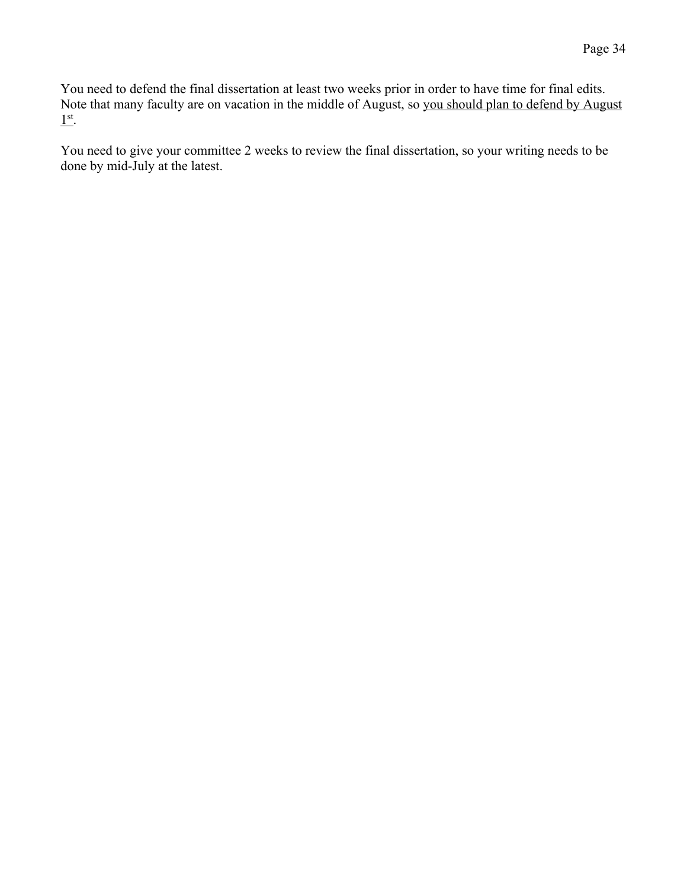You need to defend the final dissertation at least two weeks prior in order to have time for final edits. Note that many faculty are on vacation in the middle of August, so <u>you should plan to defend by August 1st</u>.

You need to give your committee 2 weeks to review the final dissertation, so your writing needs to be done by mid-July at the latest.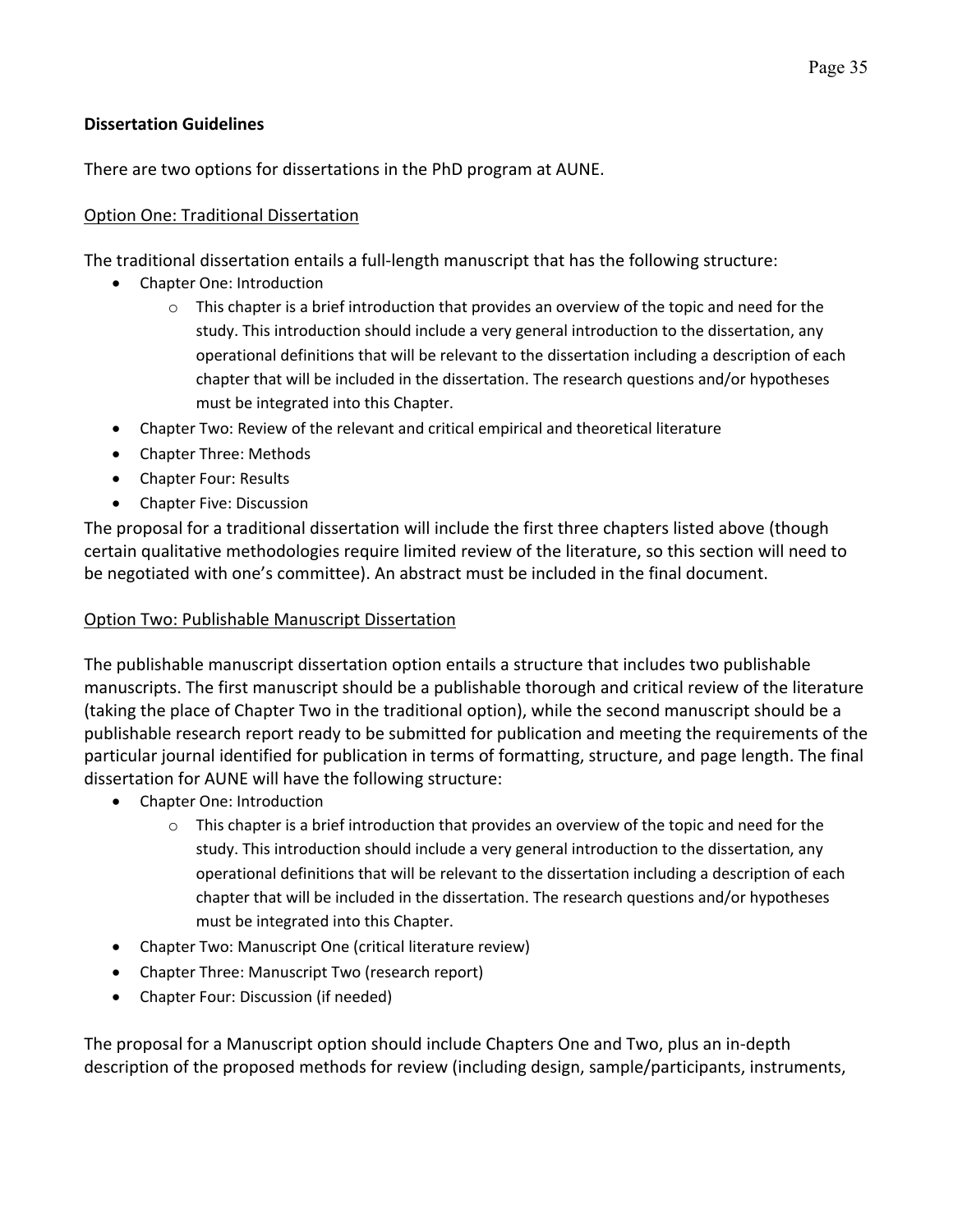**Dissertation Guidelines**

There are two options for dissertations in the PhD program at AUNE.

Option One: Traditional Dissertation

The traditional dissertation entails a full-length manuscript that has the following structure:

- Chapter One: Introduction
  - This chapter is a brief introduction that provides an overview of the topic and need for the study. This introduction should include a very general introduction to the dissertation, any operational definitions that will be relevant to the dissertation including a description of each chapter that will be included in the dissertation. The research questions and/or hypotheses must be integrated into this Chapter.
- Chapter Two: Review of the relevant and critical empirical and theoretical literature
- Chapter Three: Methods
- Chapter Four: Results
- Chapter Five: Discussion

The proposal for a traditional dissertation will include the first three chapters listed above (though certain qualitative methodologies require limited review of the literature, so this section will need to be negotiated with one's committee). An abstract must be included in the final document.

Option Two: Publishable Manuscript Dissertation

The publishable manuscript dissertation option entails a structure that includes two publishable manuscripts. The first manuscript should be a publishable thorough and critical review of the literature (taking the place of Chapter Two in the traditional option), while the second manuscript should be a publishable research report ready to be submitted for publication and meeting the requirements of the particular journal identified for publication in terms of formatting, structure, and page length. The final dissertation for AUNE will have the following structure:

- Chapter One: Introduction
  - This chapter is a brief introduction that provides an overview of the topic and need for the study. This introduction should include a very general introduction to the dissertation, any operational definitions that will be relevant to the dissertation including a description of each chapter that will be included in the dissertation. The research questions and/or hypotheses must be integrated into this Chapter.
- Chapter Two: Manuscript One (critical literature review)
- Chapter Three: Manuscript Two (research report)
- Chapter Four: Discussion (if needed)

The proposal for a Manuscript option should include Chapters One and Two, plus an in-depth description of the proposed methods for review (including design, sample/participants, instruments,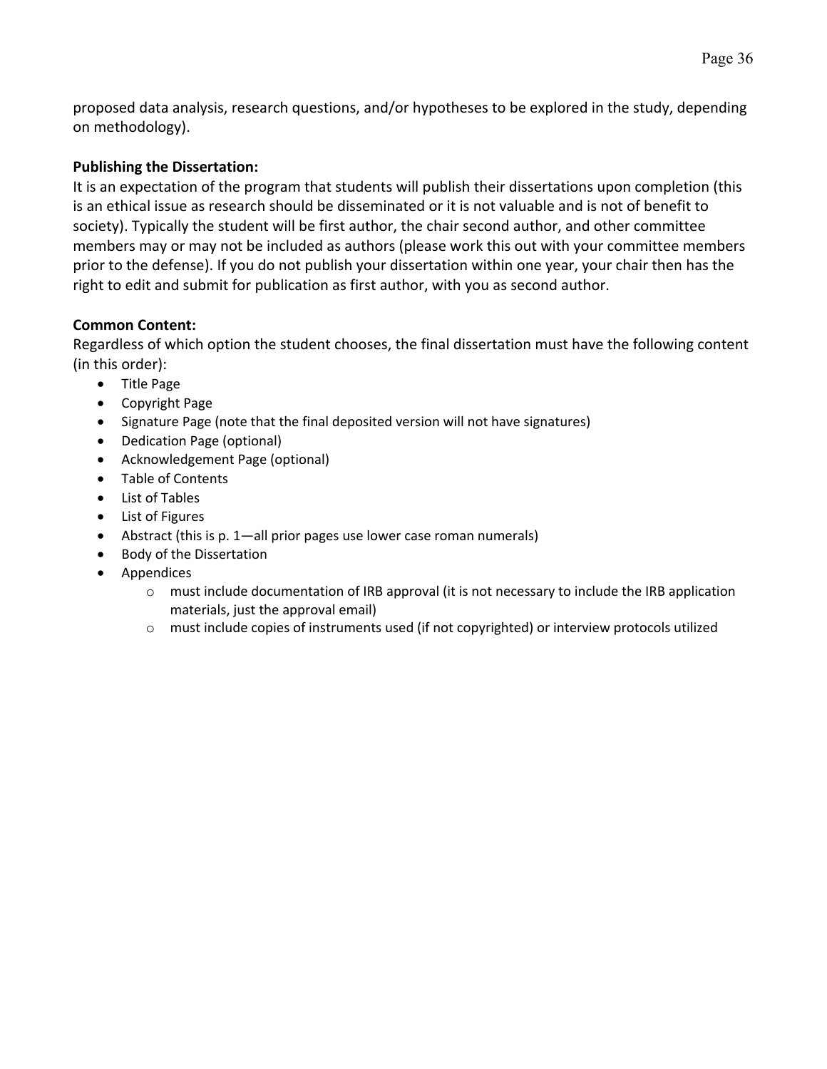proposed data analysis, research questions, and/or hypotheses to be explored in the study, depending on methodology).

**Publishing the Dissertation:**

It is an expectation of the program that students will publish their dissertations upon completion (this is an ethical issue as research should be disseminated or it is not valuable and is not of benefit to society). Typically the student will be first author, the chair second author, and other committee members may or may not be included as authors (please work this out with your committee members prior to the defense). If you do not publish your dissertation within one year, your chair then has the right to edit and submit for publication as first author, with you as second author.

**Common Content:**

Regardless of which option the student chooses, the final dissertation must have the following content (in this order):

- Title Page
- Copyright Page
- Signature Page (note that the final deposited version will not have signatures)
- Dedication Page (optional)
- Acknowledgement Page (optional)
- Table of Contents
- List of Tables
- List of Figures
- Abstract (this is p. 1—all prior pages use lower case roman numerals)
- Body of the Dissertation
- Appendices
    - must include documentation of IRB approval (it is not necessary to include the IRB application materials, just the approval email)
    - must include copies of instruments used (if not copyrighted) or interview protocols utilized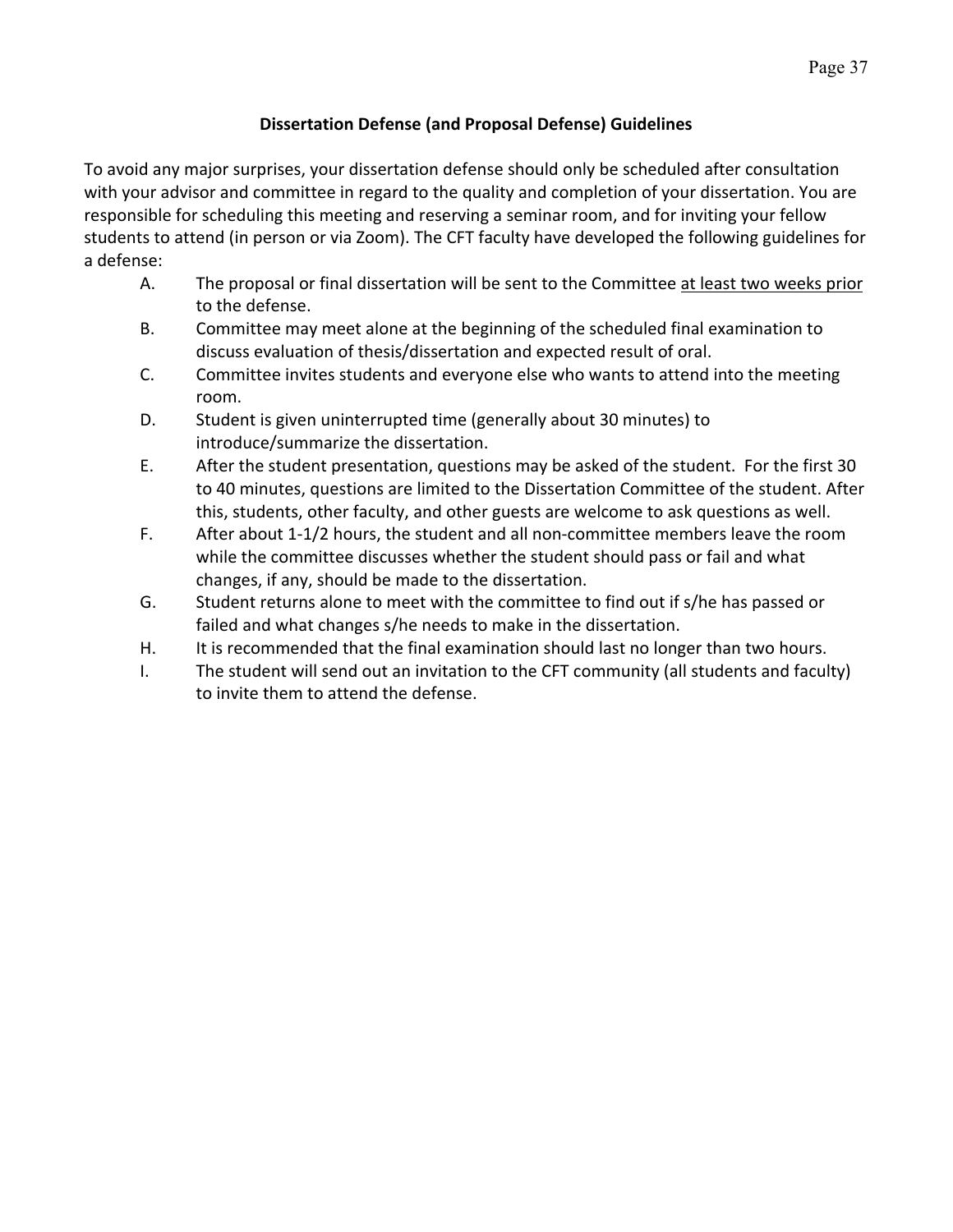## Dissertation Defense (and Proposal Defense) Guidelines

To avoid any major surprises, your dissertation defense should only be scheduled after consultation with your advisor and committee in regard to the quality and completion of your dissertation. You are responsible for scheduling this meeting and reserving a seminar room, and for inviting your fellow students to attend (in person or via Zoom). The CFT faculty have developed the following guidelines for a defense:

- A. The proposal or final dissertation will be sent to the Committee <u>at least two weeks prior</u> to the defense.
- B. Committee may meet alone at the beginning of the scheduled final examination to discuss evaluation of thesis/dissertation and expected result of oral.
- C. Committee invites students and everyone else who wants to attend into the meeting room.
- D. Student is given uninterrupted time (generally about 30 minutes) to introduce/summarize the dissertation.
- E. After the student presentation, questions may be asked of the student. For the first 30 to 40 minutes, questions are limited to the Dissertation Committee of the student. After this, students, other faculty, and other guests are welcome to ask questions as well.
- F. After about 1-1/2 hours, the student and all non-committee members leave the room while the committee discusses whether the student should pass or fail and what changes, if any, should be made to the dissertation.
- G. Student returns alone to meet with the committee to find out if s/he has passed or failed and what changes s/he needs to make in the dissertation.
- H. It is recommended that the final examination should last no longer than two hours.
- I. The student will send out an invitation to the CFT community (all students and faculty) to invite them to attend the defense.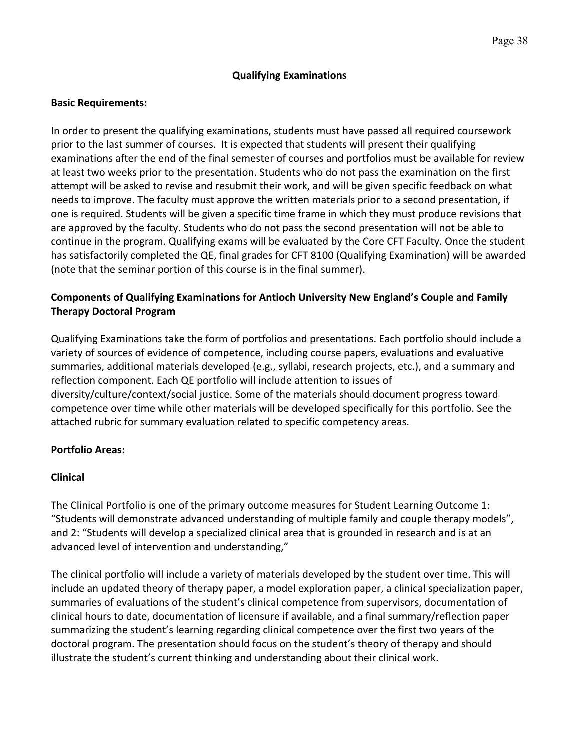## Qualifying Examinations

**Basic Requirements:**

In order to present the qualifying examinations, students must have passed all required coursework prior to the last summer of courses. It is expected that students will present their qualifying examinations after the end of the final semester of courses and portfolios must be available for review at least two weeks prior to the presentation. Students who do not pass the examination on the first attempt will be asked to revise and resubmit their work, and will be given specific feedback on what needs to improve. The faculty must approve the written materials prior to a second presentation, if one is required. Students will be given a specific time frame in which they must produce revisions that are approved by the faculty. Students who do not pass the second presentation will not be able to continue in the program. Qualifying exams will be evaluated by the Core CFT Faculty. Once the student has satisfactorily completed the QE, final grades for CFT 8100 (Qualifying Examination) will be awarded (note that the seminar portion of this course is in the final summer).

### Components of Qualifying Examinations for Antioch University New England's Couple and Family Therapy Doctoral Program

Qualifying Examinations take the form of portfolios and presentations. Each portfolio should include a variety of sources of evidence of competence, including course papers, evaluations and evaluative summaries, additional materials developed (e.g., syllabi, research projects, etc.), and a summary and reflection component. Each QE portfolio will include attention to issues of diversity/culture/context/social justice. Some of the materials should document progress toward competence over time while other materials will be developed specifically for this portfolio. See the attached rubric for summary evaluation related to specific competency areas.

**Portfolio Areas:**

**Clinical**

The Clinical Portfolio is one of the primary outcome measures for Student Learning Outcome 1: "Students will demonstrate advanced understanding of multiple family and couple therapy models", and 2: "Students will develop a specialized clinical area that is grounded in research and is at an advanced level of intervention and understanding,"

The clinical portfolio will include a variety of materials developed by the student over time. This will include an updated theory of therapy paper, a model exploration paper, a clinical specialization paper, summaries of evaluations of the student's clinical competence from supervisors, documentation of clinical hours to date, documentation of licensure if available, and a final summary/reflection paper summarizing the student's learning regarding clinical competence over the first two years of the doctoral program. The presentation should focus on the student's theory of therapy and should illustrate the student's current thinking and understanding about their clinical work.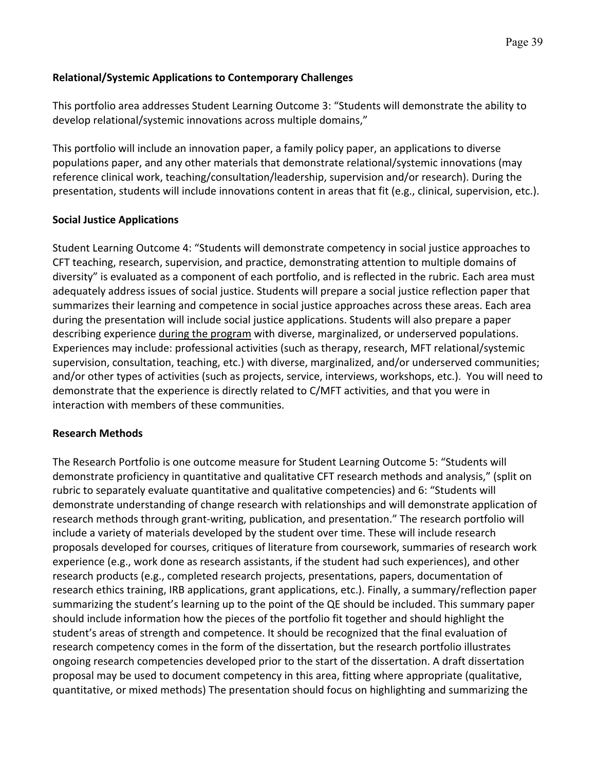**Relational/Systemic Applications to Contemporary Challenges**

This portfolio area addresses Student Learning Outcome 3: “Students will demonstrate the ability to develop relational/systemic innovations across multiple domains,”

This portfolio will include an innovation paper, a family policy paper, an applications to diverse populations paper, and any other materials that demonstrate relational/systemic innovations (may reference clinical work, teaching/consultation/leadership, supervision and/or research). During the presentation, students will include innovations content in areas that fit (e.g., clinical, supervision, etc.).

**Social Justice Applications**

Student Learning Outcome 4: “Students will demonstrate competency in social justice approaches to CFT teaching, research, supervision, and practice, demonstrating attention to multiple domains of diversity” is evaluated as a component of each portfolio, and is reflected in the rubric. Each area must adequately address issues of social justice. Students will prepare a social justice reflection paper that summarizes their learning and competence in social justice approaches across these areas. Each area during the presentation will include social justice applications. Students will also prepare a paper describing experience <u>during the program</u> with diverse, marginalized, or underserved populations. Experiences may include: professional activities (such as therapy, research, MFT relational/systemic supervision, consultation, teaching, etc.) with diverse, marginalized, and/or underserved communities; and/or other types of activities (such as projects, service, interviews, workshops, etc.). You will need to demonstrate that the experience is directly related to C/MFT activities, and that you were in interaction with members of these communities.

**Research Methods**

The Research Portfolio is one outcome measure for Student Learning Outcome 5: “Students will demonstrate proficiency in quantitative and qualitative CFT research methods and analysis,” (split on rubric to separately evaluate quantitative and qualitative competencies) and 6: “Students will demonstrate understanding of change research with relationships and will demonstrate application of research methods through grant-writing, publication, and presentation.” The research portfolio will include a variety of materials developed by the student over time. These will include research proposals developed for courses, critiques of literature from coursework, summaries of research work experience (e.g., work done as research assistants, if the student had such experiences), and other research products (e.g., completed research projects, presentations, papers, documentation of research ethics training, IRB applications, grant applications, etc.). Finally, a summary/reflection paper summarizing the student’s learning up to the point of the QE should be included. This summary paper should include information how the pieces of the portfolio fit together and should highlight the student’s areas of strength and competence. It should be recognized that the final evaluation of research competency comes in the form of the dissertation, but the research portfolio illustrates ongoing research competencies developed prior to the start of the dissertation. A draft dissertation proposal may be used to document competency in this area, fitting where appropriate (qualitative, quantitative, or mixed methods) The presentation should focus on highlighting and summarizing the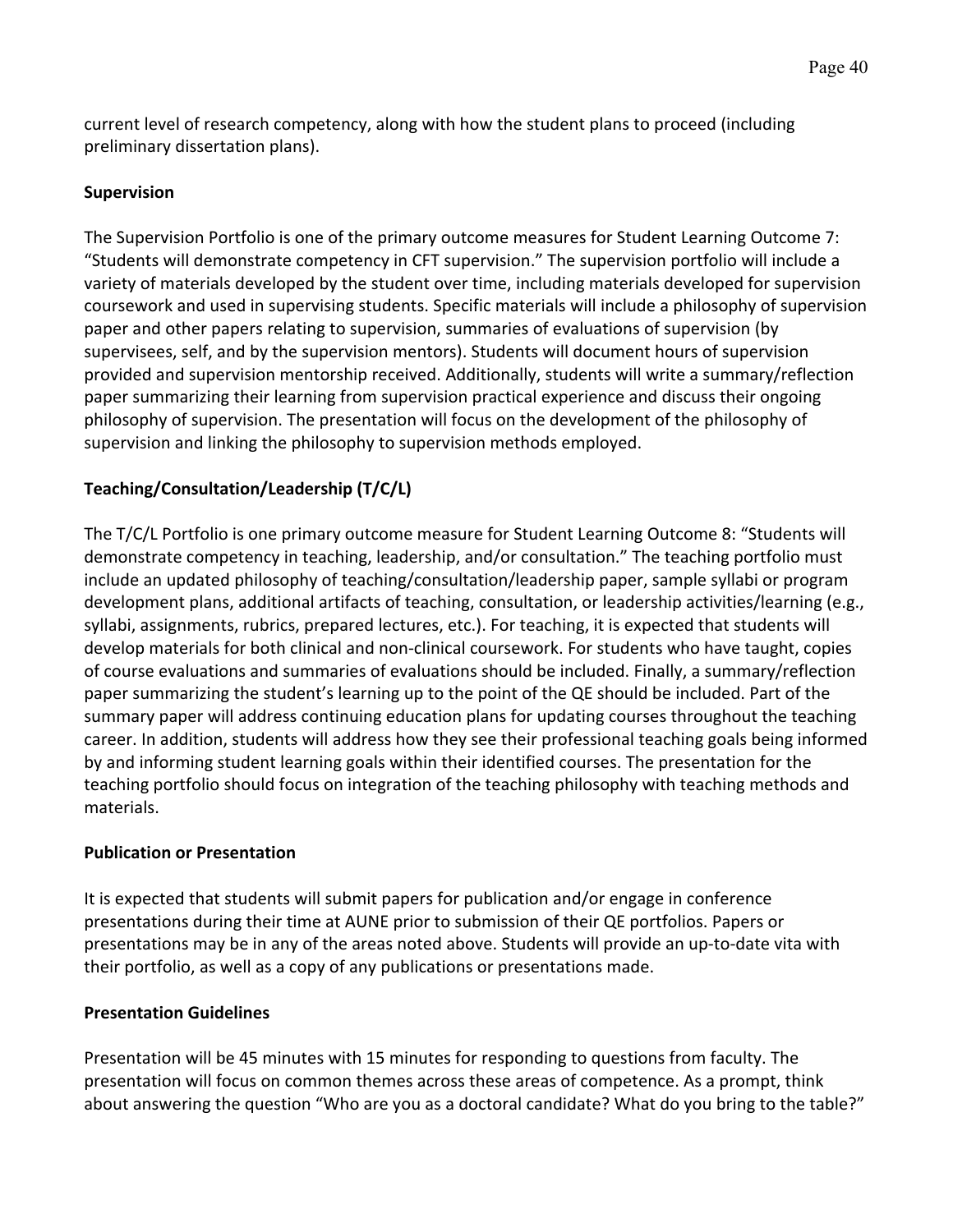current level of research competency, along with how the student plans to proceed (including preliminary dissertation plans).

**Supervision**

The Supervision Portfolio is one of the primary outcome measures for Student Learning Outcome 7: "Students will demonstrate competency in CFT supervision." The supervision portfolio will include a variety of materials developed by the student over time, including materials developed for supervision coursework and used in supervising students. Specific materials will include a philosophy of supervision paper and other papers relating to supervision, summaries of evaluations of supervision (by supervisees, self, and by the supervision mentors). Students will document hours of supervision provided and supervision mentorship received. Additionally, students will write a summary/reflection paper summarizing their learning from supervision practical experience and discuss their ongoing philosophy of supervision. The presentation will focus on the development of the philosophy of supervision and linking the philosophy to supervision methods employed.

**Teaching/Consultation/Leadership (T/C/L)**

The T/C/L Portfolio is one primary outcome measure for Student Learning Outcome 8: "Students will demonstrate competency in teaching, leadership, and/or consultation." The teaching portfolio must include an updated philosophy of teaching/consultation/leadership paper, sample syllabi or program development plans, additional artifacts of teaching, consultation, or leadership activities/learning (e.g., syllabi, assignments, rubrics, prepared lectures, etc.). For teaching, it is expected that students will develop materials for both clinical and non-clinical coursework. For students who have taught, copies of course evaluations and summaries of evaluations should be included. Finally, a summary/reflection paper summarizing the student's learning up to the point of the QE should be included. Part of the summary paper will address continuing education plans for updating courses throughout the teaching career. In addition, students will address how they see their professional teaching goals being informed by and informing student learning goals within their identified courses. The presentation for the teaching portfolio should focus on integration of the teaching philosophy with teaching methods and materials.

**Publication or Presentation**

It is expected that students will submit papers for publication and/or engage in conference presentations during their time at AUNE prior to submission of their QE portfolios. Papers or presentations may be in any of the areas noted above. Students will provide an up-to-date vita with their portfolio, as well as a copy of any publications or presentations made.

**Presentation Guidelines**

Presentation will be 45 minutes with 15 minutes for responding to questions from faculty. The presentation will focus on common themes across these areas of competence. As a prompt, think about answering the question "Who are you as a doctoral candidate? What do you bring to the table?"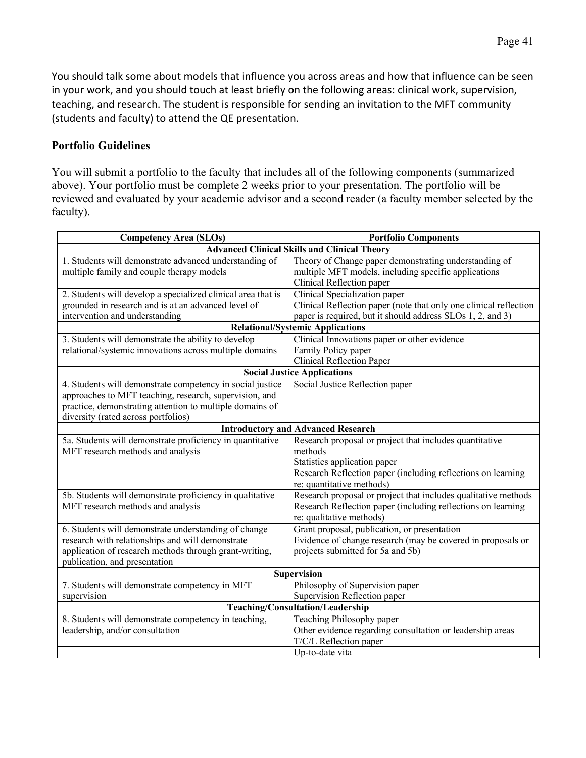You should talk some about models that influence you across areas and how that influence can be seen in your work, and you should touch at least briefly on the following areas: clinical work, supervision, teaching, and research. The student is responsible for sending an invitation to the MFT community (students and faculty) to attend the QE presentation.

**Portfolio Guidelines**

You will submit a portfolio to the faculty that includes all of the following components (summarized above). Your portfolio must be complete 2 weeks prior to your presentation. The portfolio will be reviewed and evaluated by your academic advisor and a second reader (a faculty member selected by the faculty).

| Competency Area (SLOs) | Portfolio Components |
|---|---|
| **Advanced Clinical Skills and Clinical Theory** | |
| 1. Students will demonstrate advanced understanding of multiple family and couple therapy models | Theory of Change paper demonstrating understanding of multiple MFT models, including specific applications<br>Clinical Reflection paper |
| 2. Students will develop a specialized clinical area that is grounded in research and is at an advanced level of intervention and understanding | Clinical Specialization paper<br>Clinical Reflection paper (note that only one clinical reflection paper is required, but it should address SLOs 1, 2, and 3) |
| **Relational/Systemic Applications** | |
| 3. Students will demonstrate the ability to develop relational/systemic innovations across multiple domains | Clinical Innovations paper or other evidence<br>Family Policy paper<br>Clinical Reflection Paper |
| **Social Justice Applications** | |
| 4. Students will demonstrate competency in social justice approaches to MFT teaching, research, supervision, and practice, demonstrating attention to multiple domains of diversity (rated across portfolios) | Social Justice Reflection paper |
| **Introductory and Advanced Research** | |
| 5a. Students will demonstrate proficiency in quantitative MFT research methods and analysis | Research proposal or project that includes quantitative methods<br>Statistics application paper<br>Research Reflection paper (including reflections on learning re: quantitative methods) |
| 5b. Students will demonstrate proficiency in qualitative MFT research methods and analysis | Research proposal or project that includes qualitative methods<br>Research Reflection paper (including reflections on learning re: qualitative methods) |
| 6. Students will demonstrate understanding of change research with relationships and will demonstrate application of research methods through grant-writing, publication, and presentation | Grant proposal, publication, or presentation<br>Evidence of change research (may be covered in proposals or projects submitted for 5a and 5b) |
| **Supervision** | |
| 7. Students will demonstrate competency in MFT supervision | Philosophy of Supervision paper<br>Supervision Reflection paper |
| **Teaching/Consultation/Leadership** | |
| 8. Students will demonstrate competency in teaching, leadership, and/or consultation | Teaching Philosophy paper<br>Other evidence regarding consultation or leadership areas<br>T/C/L Reflection paper |
| | Up-to-date vita |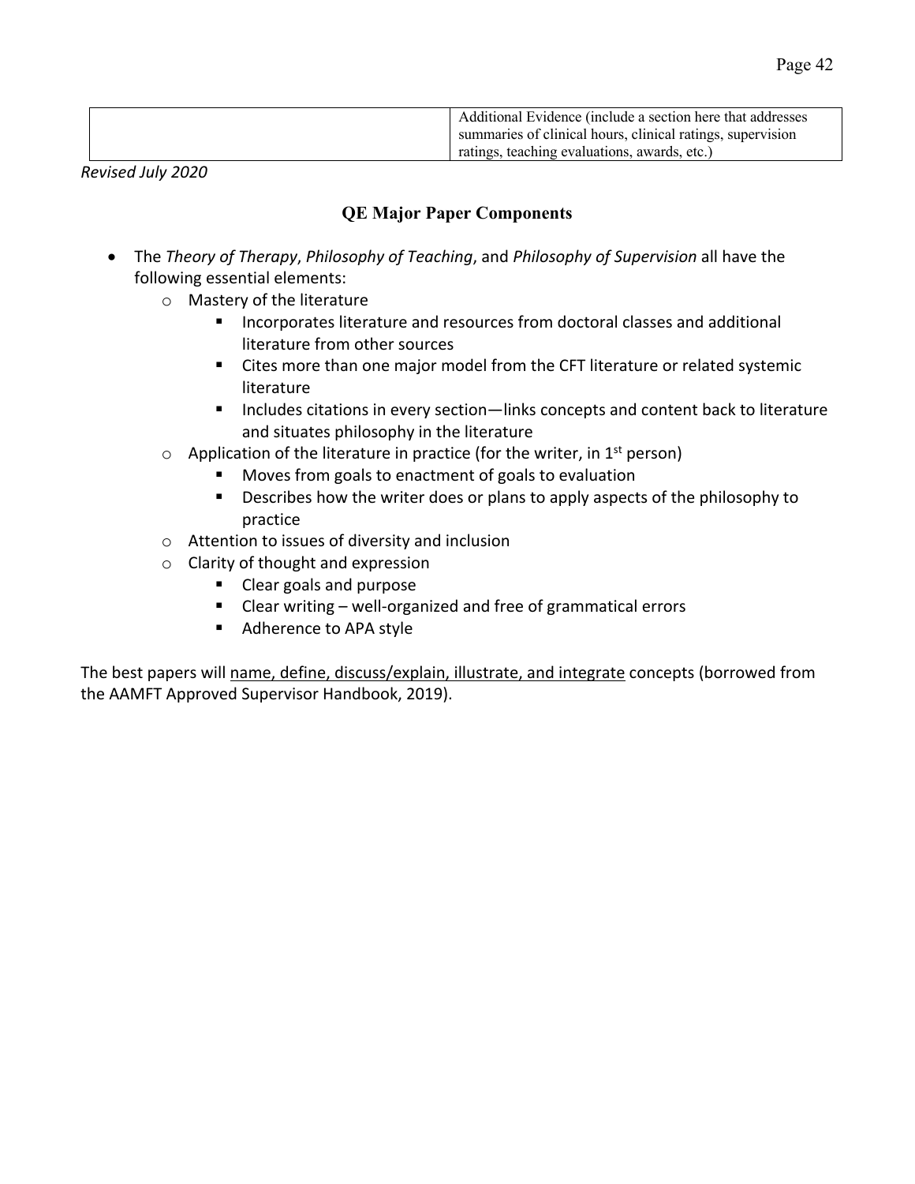| | Additional Evidence (include a section here that addresses summaries of clinical hours, clinical ratings, supervision ratings, teaching evaluations, awards, etc.) |
|---|---|

*Revised July 2020*

## QE Major Paper Components

- The *Theory of Therapy*, *Philosophy of Teaching*, and *Philosophy of Supervision* all have the following essential elements:
  - Mastery of the literature
    - Incorporates literature and resources from doctoral classes and additional literature from other sources
    - Cites more than one major model from the CFT literature or related systemic literature
    - Includes citations in every section—links concepts and content back to literature and situates philosophy in the literature
  - Application of the literature in practice (for the writer, in 1st person)
    - Moves from goals to enactment of goals to evaluation
    - Describes how the writer does or plans to apply aspects of the philosophy to practice
  - Attention to issues of diversity and inclusion
  - Clarity of thought and expression
    - Clear goals and purpose
    - Clear writing – well-organized and free of grammatical errors
    - Adherence to APA style

The best papers will <u>name, define, discuss/explain, illustrate, and integrate</u> concepts (borrowed from the AAMFT Approved Supervisor Handbook, 2019).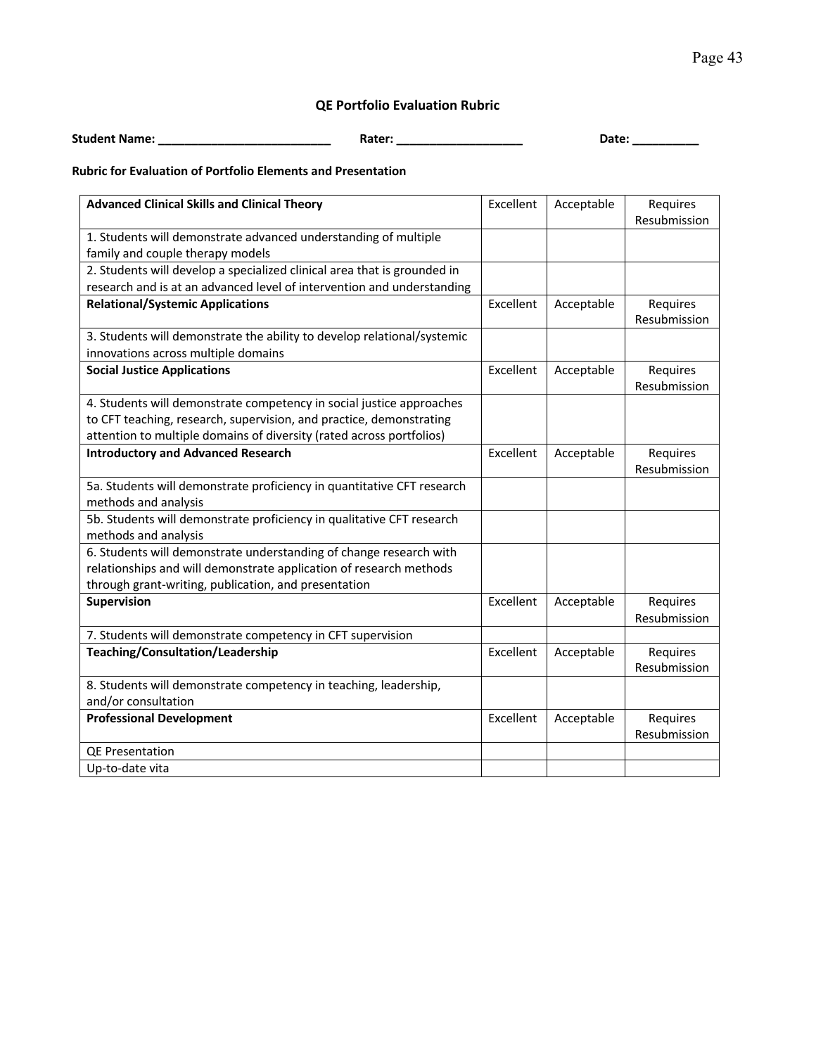## QE Portfolio Evaluation Rubric

**Student Name: __________________________** **Rater: ___________________** **Date: __________**

**Rubric for Evaluation of Portfolio Elements and Presentation**

| **Advanced Clinical Skills and Clinical Theory** | Excellent | Acceptable | Requires Resubmission |
|---|---|---|---|
| 1. Students will demonstrate advanced understanding of multiple family and couple therapy models | | | |
| 2. Students will develop a specialized clinical area that is grounded in research and is at an advanced level of intervention and understanding | | | |
| **Relational/Systemic Applications** | Excellent | Acceptable | Requires Resubmission |
| 3. Students will demonstrate the ability to develop relational/systemic innovations across multiple domains | | | |
| **Social Justice Applications** | Excellent | Acceptable | Requires Resubmission |
| 4. Students will demonstrate competency in social justice approaches to CFT teaching, research, supervision, and practice, demonstrating attention to multiple domains of diversity (rated across portfolios) | | | |
| **Introductory and Advanced Research** | Excellent | Acceptable | Requires Resubmission |
| 5a. Students will demonstrate proficiency in quantitative CFT research methods and analysis | | | |
| 5b. Students will demonstrate proficiency in qualitative CFT research methods and analysis | | | |
| 6. Students will demonstrate understanding of change research with relationships and will demonstrate application of research methods through grant-writing, publication, and presentation | | | |
| **Supervision** | Excellent | Acceptable | Requires Resubmission |
| 7. Students will demonstrate competency in CFT supervision | | | |
| **Teaching/Consultation/Leadership** | Excellent | Acceptable | Requires Resubmission |
| 8. Students will demonstrate competency in teaching, leadership, and/or consultation | | | |
| **Professional Development** | Excellent | Acceptable | Requires Resubmission |
| QE Presentation | | | |
| Up-to-date vita | | | |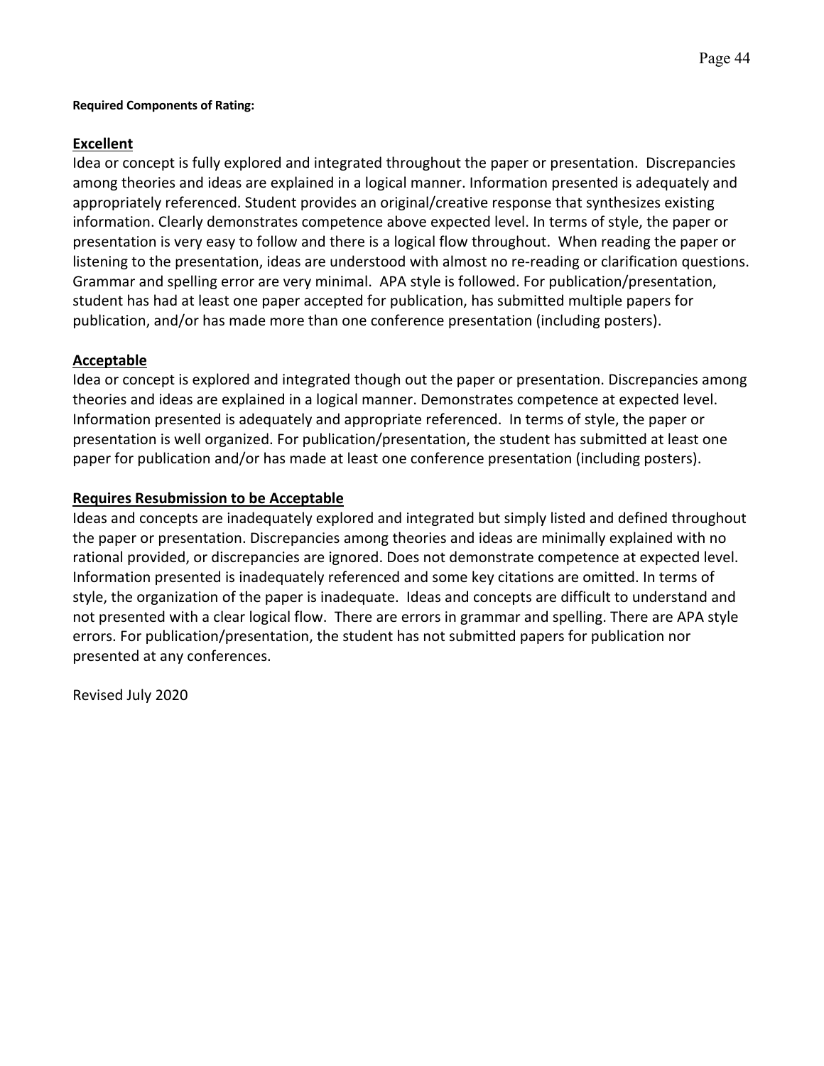**Required Components of Rating:**

**Excellent**

Idea or concept is fully explored and integrated throughout the paper or presentation. Discrepancies among theories and ideas are explained in a logical manner. Information presented is adequately and appropriately referenced. Student provides an original/creative response that synthesizes existing information. Clearly demonstrates competence above expected level. In terms of style, the paper or presentation is very easy to follow and there is a logical flow throughout. When reading the paper or listening to the presentation, ideas are understood with almost no re-reading or clarification questions. Grammar and spelling error are very minimal. APA style is followed. For publication/presentation, student has had at least one paper accepted for publication, has submitted multiple papers for publication, and/or has made more than one conference presentation (including posters).

**Acceptable**

Idea or concept is explored and integrated though out the paper or presentation. Discrepancies among theories and ideas are explained in a logical manner. Demonstrates competence at expected level. Information presented is adequately and appropriate referenced. In terms of style, the paper or presentation is well organized. For publication/presentation, the student has submitted at least one paper for publication and/or has made at least one conference presentation (including posters).

**Requires Resubmission to be Acceptable**

Ideas and concepts are inadequately explored and integrated but simply listed and defined throughout the paper or presentation. Discrepancies among theories and ideas are minimally explained with no rational provided, or discrepancies are ignored. Does not demonstrate competence at expected level. Information presented is inadequately referenced and some key citations are omitted. In terms of style, the organization of the paper is inadequate. Ideas and concepts are difficult to understand and not presented with a clear logical flow. There are errors in grammar and spelling. There are APA style errors. For publication/presentation, the student has not submitted papers for publication nor presented at any conferences.

Revised July 2020